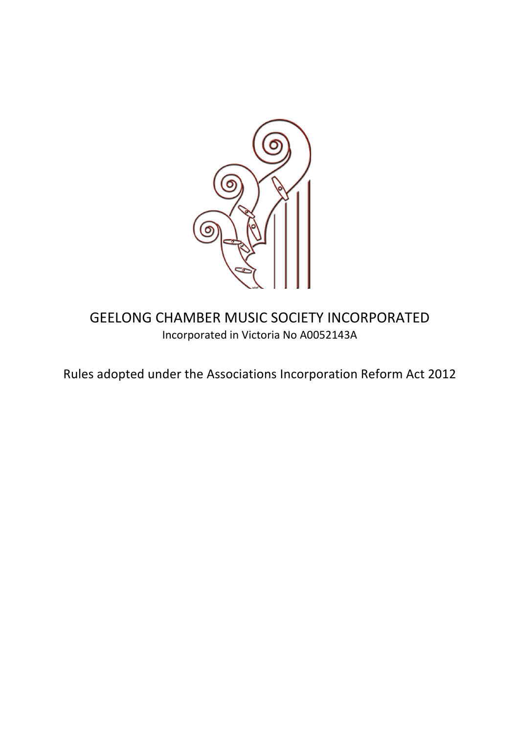# GEELONG CHAMBER MUSIC SOCIETY INCORPORATED

Incorporated in Victoria No A0052143A

Rules adopted under the Associations Incorporation Reform Act 2012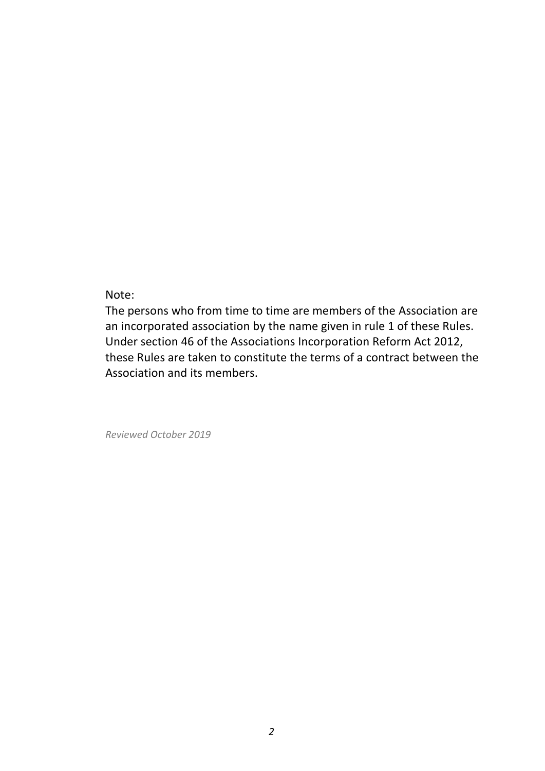Note:

The persons who from time to time are members of the Association are an incorporated association by the name given in rule 1 of these Rules. Under section 46 of the Associations Incorporation Reform Act 2012, these Rules are taken to constitute the terms of a contract between the Association and its members.

*Reviewed October 2019*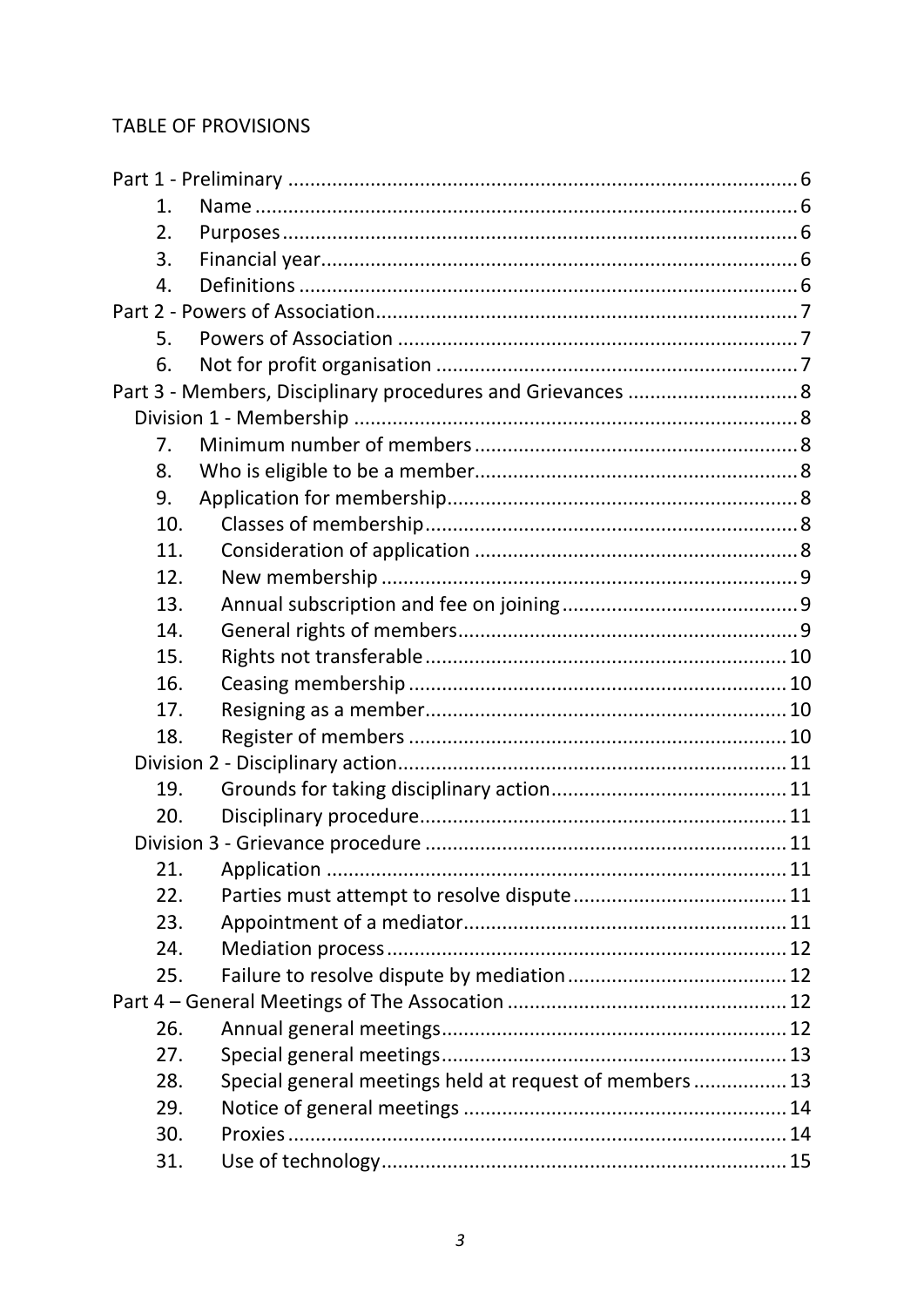TABLE OF PROVISIONS

Part 1 - Preliminary ..... 6
- 1. Name ..... 6
- 2. Purposes ..... 6
- 3. Financial year ..... 6
- 4. Definitions ..... 6

Part 2 - Powers of Association ..... 7
- 5. Powers of Association ..... 7
- 6. Not for profit organisation ..... 7

Part 3 - Members, Disciplinary procedures and Grievances ..... 8

Division 1 - Membership ..... 8
- 7. Minimum number of members ..... 8
- 8. Who is eligible to be a member ..... 8
- 9. Application for membership ..... 8
- 10. Classes of membership ..... 8
- 11. Consideration of application ..... 8
- 12. New membership ..... 9
- 13. Annual subscription and fee on joining ..... 9
- 14. General rights of members ..... 9
- 15. Rights not transferable ..... 10
- 16. Ceasing membership ..... 10
- 17. Resigning as a member ..... 10
- 18. Register of members ..... 10

Division 2 - Disciplinary action ..... 11
- 19. Grounds for taking disciplinary action ..... 11
- 20. Disciplinary procedure ..... 11

Division 3 - Grievance procedure ..... 11
- 21. Application ..... 11
- 22. Parties must attempt to resolve dispute ..... 11
- 23. Appointment of a mediator ..... 11
- 24. Mediation process ..... 12
- 25. Failure to resolve dispute by mediation ..... 12

Part 4 – General Meetings of The Assocation ..... 12
- 26. Annual general meetings ..... 12
- 27. Special general meetings ..... 13
- 28. Special general meetings held at request of members ..... 13
- 29. Notice of general meetings ..... 14
- 30. Proxies ..... 14
- 31. Use of technology ..... 15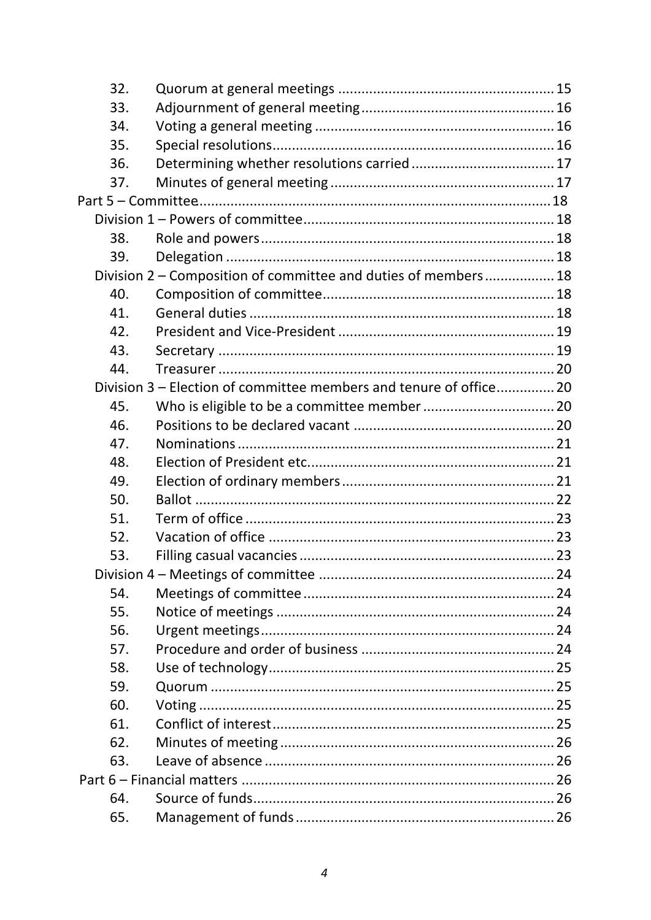32. Quorum at general meetings ........................................................ 15
33. Adjournment of general meeting .................................................. 16
34. Voting a general meeting ............................................................. 16
35. Special resolutions ........................................................................ 16
36. Determining whether resolutions carried ..................................... 17
37. Minutes of general meeting .......................................................... 17

Part 5 – Committee ........................................................................................ 18

Division 1 – Powers of committee ................................................................ 18

38. Role and powers ........................................................................... 18
39. Delegation .................................................................................... 18

Division 2 – Composition of committee and duties of members ................. 18

40. Composition of committee ........................................................... 18
41. General duties .............................................................................. 18
42. President and Vice-President ........................................................ 19
43. Secretary ...................................................................................... 19
44. Treasurer ...................................................................................... 20

Division 3 – Election of committee members and tenure of office ............... 20

45. Who is eligible to be a committee member .................................. 20
46. Positions to be declared vacant .................................................... 20
47. Nominations ................................................................................. 21
48. Election of President etc. ............................................................... 21
49. Election of ordinary members ...................................................... 21
50. Ballot ............................................................................................ 22
51. Term of office ................................................................................ 23
52. Vacation of office .......................................................................... 23
53. Filling casual vacancies ................................................................. 23

Division 4 – Meetings of committee ............................................................ 24

54. Meetings of committee ................................................................. 24
55. Notice of meetings ........................................................................ 24
56. Urgent meetings ........................................................................... 24
57. Procedure and order of business .................................................. 24
58. Use of technology ......................................................................... 25
59. Quorum ........................................................................................ 25
60. Voting ........................................................................................... 25
61. Conflict of interest ......................................................................... 25
62. Minutes of meeting ....................................................................... 26
63. Leave of absence ........................................................................... 26

Part 6 – Financial matters ................................................................................ 26

64. Source of funds ............................................................................. 26
65. Management of funds .................................................................. 26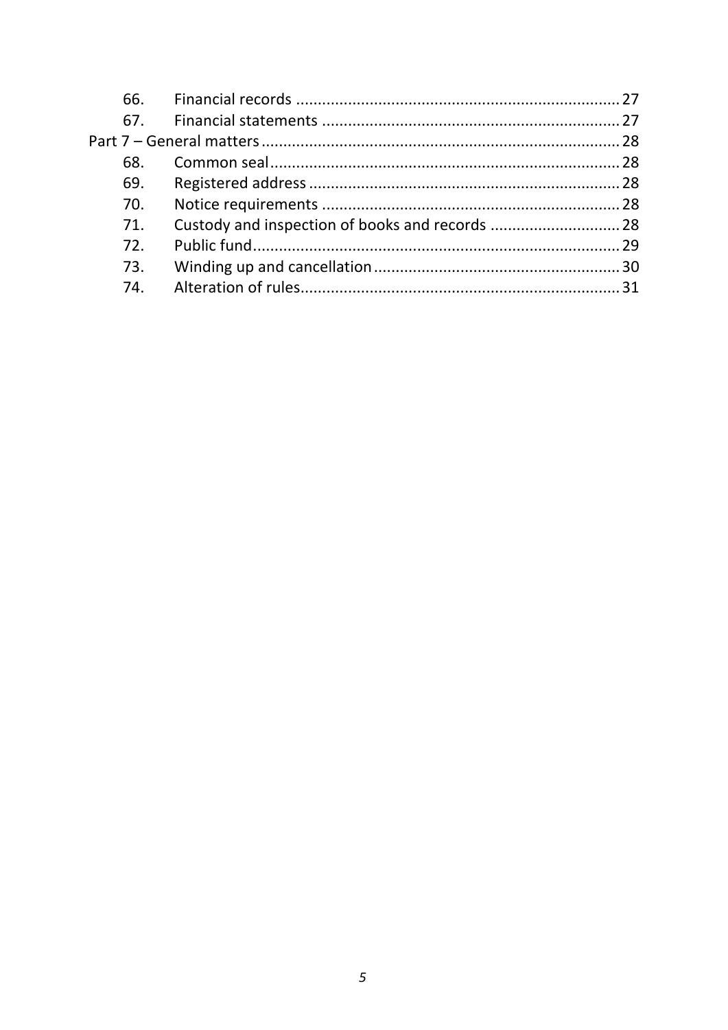66. Financial records ........................................................................... 27
67. Financial statements ..................................................................... 27

Part 7 – General matters ................................................................................... 28

68. Common seal ................................................................................. 28
69. Registered address ........................................................................ 28
70. Notice requirements ..................................................................... 28
71. Custody and inspection of books and records .............................. 28
72. Public fund ..................................................................................... 29
73. Winding up and cancellation ......................................................... 30
74. Alteration of rules .......................................................................... 31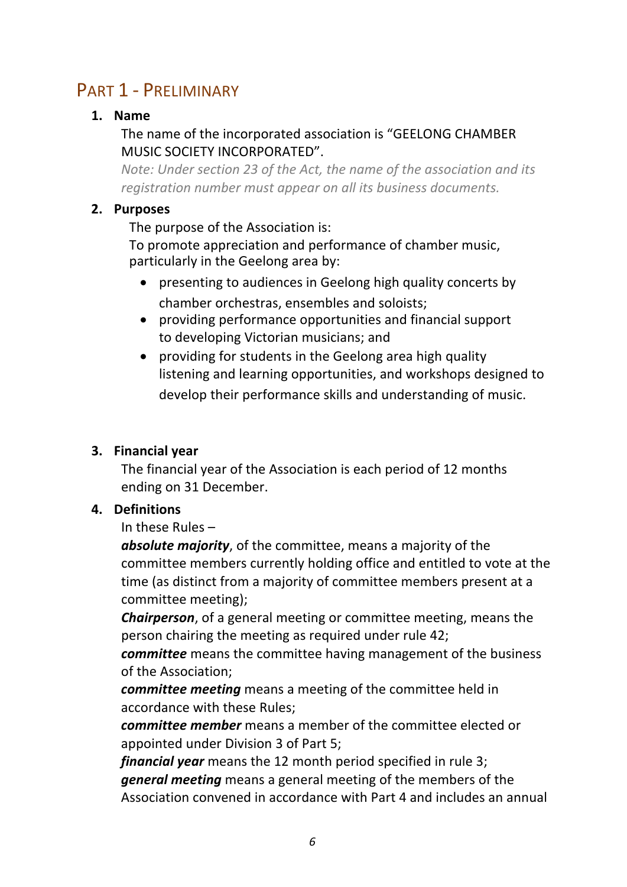# Part 1 - Preliminary

## 1. Name

The name of the incorporated association is "GEELONG CHAMBER MUSIC SOCIETY INCORPORATED".

*Note: Under section 23 of the Act, the name of the association and its registration number must appear on all its business documents.*

## 2. Purposes

The purpose of the Association is:

To promote appreciation and performance of chamber music, particularly in the Geelong area by:

- presenting to audiences in Geelong high quality concerts by chamber orchestras, ensembles and soloists;
- providing performance opportunities and financial support to developing Victorian musicians; and
- providing for students in the Geelong area high quality listening and learning opportunities, and workshops designed to develop their performance skills and understanding of music.

## 3. Financial year

The financial year of the Association is each period of 12 months ending on 31 December.

## 4. Definitions

In these Rules –

***absolute majority***, of the committee, means a majority of the committee members currently holding office and entitled to vote at the time (as distinct from a majority of committee members present at a committee meeting);

***Chairperson***, of a general meeting or committee meeting, means the person chairing the meeting as required under rule 42;

***committee*** means the committee having management of the business of the Association;

***committee meeting*** means a meeting of the committee held in accordance with these Rules;

***committee member*** means a member of the committee elected or appointed under Division 3 of Part 5;

***financial year*** means the 12 month period specified in rule 3;

***general meeting*** means a general meeting of the members of the Association convened in accordance with Part 4 and includes an annual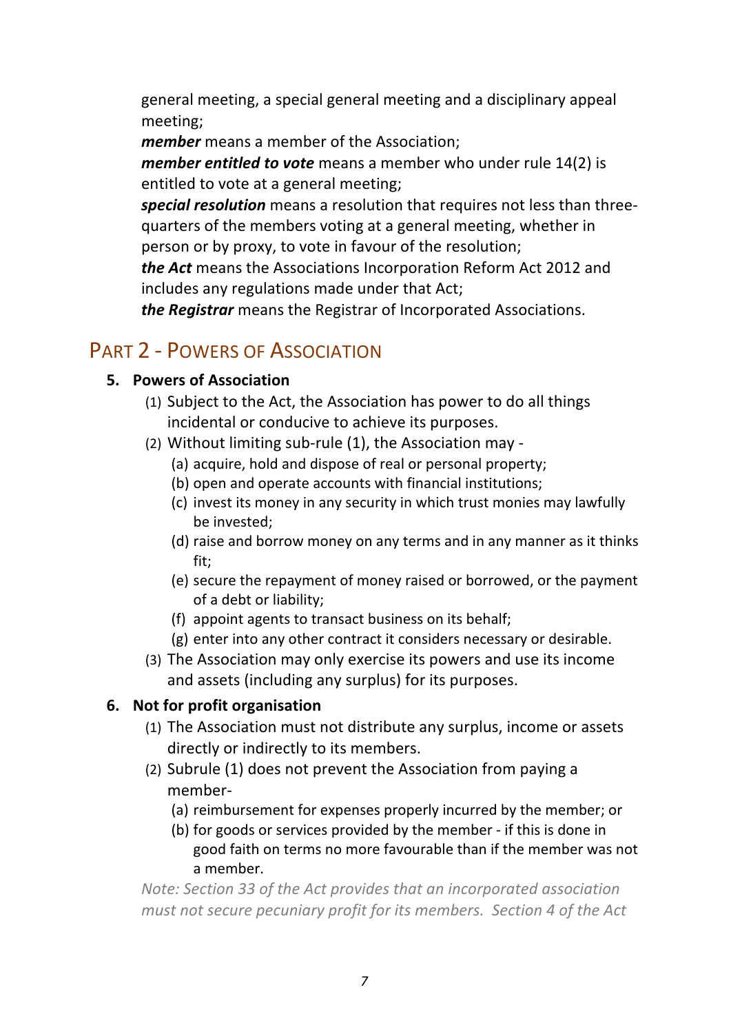general meeting, a special general meeting and a disciplinary appeal meeting;

***member*** means a member of the Association;

***member entitled to vote*** means a member who under rule 14(2) is entitled to vote at a general meeting;

***special resolution*** means a resolution that requires not less than three-quarters of the members voting at a general meeting, whether in person or by proxy, to vote in favour of the resolution;

***the Act*** means the Associations Incorporation Reform Act 2012 and includes any regulations made under that Act;

***the Registrar*** means the Registrar of Incorporated Associations.

## PART 2 - POWERS OF ASSOCIATION

**5. Powers of Association**

(1) Subject to the Act, the Association has power to do all things incidental or conducive to achieve its purposes.

(2) Without limiting sub-rule (1), the Association may -

(a) acquire, hold and dispose of real or personal property;

(b) open and operate accounts with financial institutions;

(c) invest its money in any security in which trust monies may lawfully be invested;

(d) raise and borrow money on any terms and in any manner as it thinks fit;

(e) secure the repayment of money raised or borrowed, or the payment of a debt or liability;

(f) appoint agents to transact business on its behalf;

(g) enter into any other contract it considers necessary or desirable.

(3) The Association may only exercise its powers and use its income and assets (including any surplus) for its purposes.

**6. Not for profit organisation**

(1) The Association must not distribute any surplus, income or assets directly or indirectly to its members.

(2) Subrule (1) does not prevent the Association from paying a member-

(a) reimbursement for expenses properly incurred by the member; or

(b) for goods or services provided by the member - if this is done in good faith on terms no more favourable than if the member was not a member.

*Note: Section 33 of the Act provides that an incorporated association must not secure pecuniary profit for its members. Section 4 of the Act*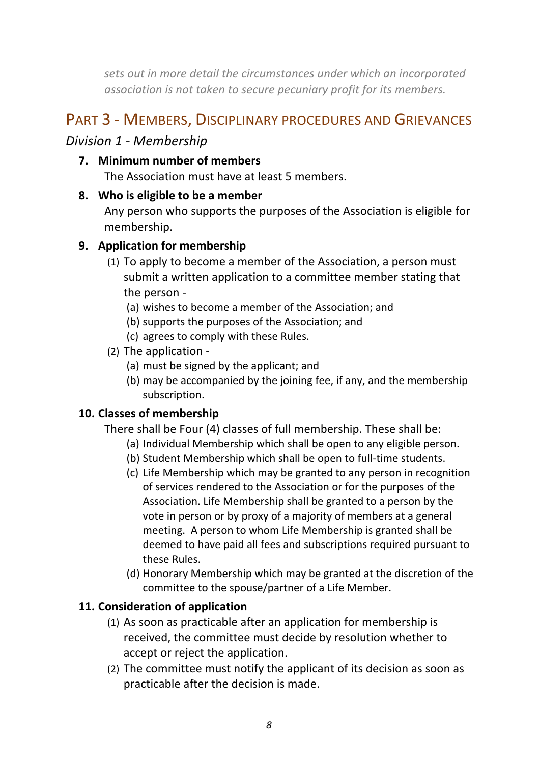*sets out in more detail the circumstances under which an incorporated association is not taken to secure pecuniary profit for its members.*

# PART 3 - MEMBERS, DISCIPLINARY PROCEDURES AND GRIEVANCES

## *Division 1 - Membership*

### 7. Minimum number of members

The Association must have at least 5 members.

### 8. Who is eligible to be a member

Any person who supports the purposes of the Association is eligible for membership.

### 9. Application for membership

(1) To apply to become a member of the Association, a person must submit a written application to a committee member stating that the person -

- (a) wishes to become a member of the Association; and
- (b) supports the purposes of the Association; and
- (c) agrees to comply with these Rules.

(2) The application -

- (a) must be signed by the applicant; and
- (b) may be accompanied by the joining fee, if any, and the membership subscription.

### 10. Classes of membership

There shall be Four (4) classes of full membership. These shall be:

- (a) Individual Membership which shall be open to any eligible person.
- (b) Student Membership which shall be open to full-time students.
- (c) Life Membership which may be granted to any person in recognition of services rendered to the Association or for the purposes of the Association. Life Membership shall be granted to a person by the vote in person or by proxy of a majority of members at a general meeting. A person to whom Life Membership is granted shall be deemed to have paid all fees and subscriptions required pursuant to these Rules.
- (d) Honorary Membership which may be granted at the discretion of the committee to the spouse/partner of a Life Member.

### 11. Consideration of application

(1) As soon as practicable after an application for membership is received, the committee must decide by resolution whether to accept or reject the application.

(2) The committee must notify the applicant of its decision as soon as practicable after the decision is made.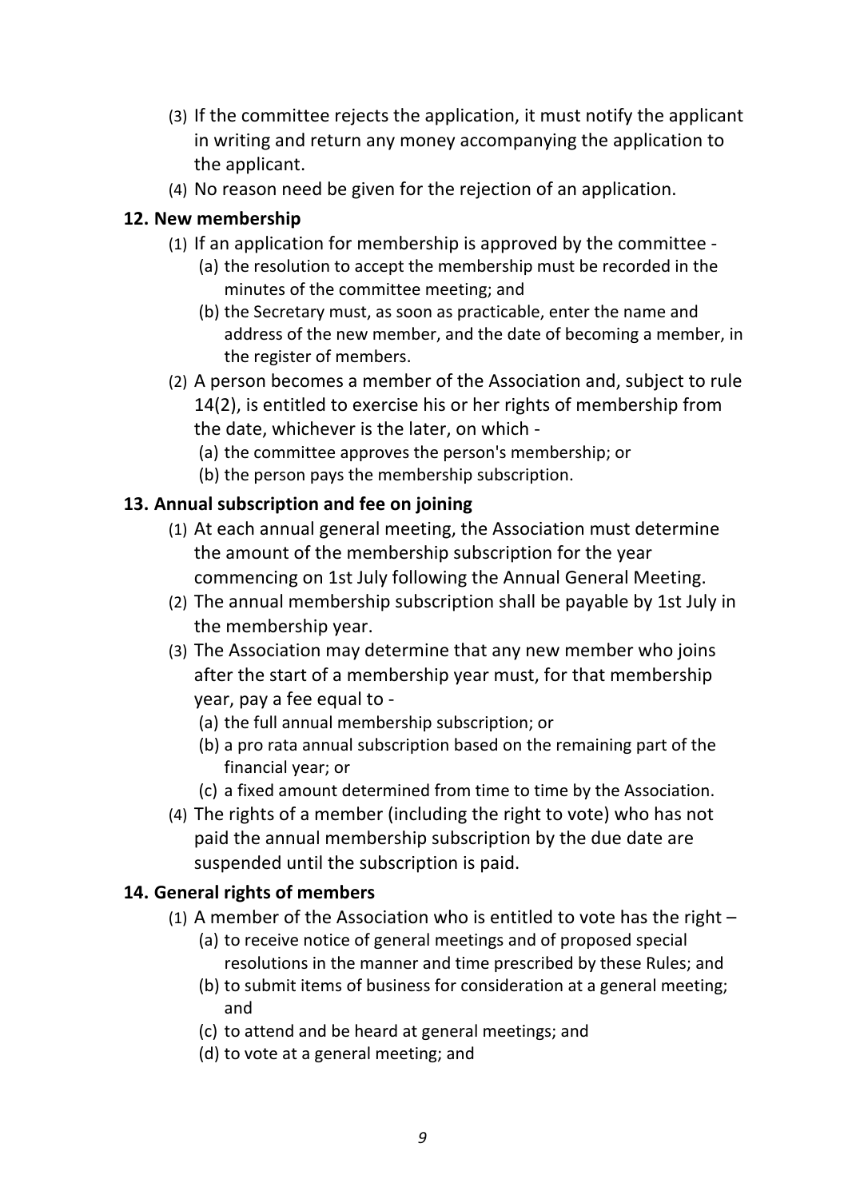(3) If the committee rejects the application, it must notify the applicant in writing and return any money accompanying the application to the applicant.

(4) No reason need be given for the rejection of an application.

### 12. New membership

(1) If an application for membership is approved by the committee -

  (a) the resolution to accept the membership must be recorded in the minutes of the committee meeting; and

  (b) the Secretary must, as soon as practicable, enter the name and address of the new member, and the date of becoming a member, in the register of members.

(2) A person becomes a member of the Association and, subject to rule 14(2), is entitled to exercise his or her rights of membership from the date, whichever is the later, on which -

  (a) the committee approves the person's membership; or

  (b) the person pays the membership subscription.

### 13. Annual subscription and fee on joining

(1) At each annual general meeting, the Association must determine the amount of the membership subscription for the year commencing on 1st July following the Annual General Meeting.

(2) The annual membership subscription shall be payable by 1st July in the membership year.

(3) The Association may determine that any new member who joins after the start of a membership year must, for that membership year, pay a fee equal to -

  (a) the full annual membership subscription; or

  (b) a pro rata annual subscription based on the remaining part of the financial year; or

  (c) a fixed amount determined from time to time by the Association.

(4) The rights of a member (including the right to vote) who has not paid the annual membership subscription by the due date are suspended until the subscription is paid.

### 14. General rights of members

(1) A member of the Association who is entitled to vote has the right –

  (a) to receive notice of general meetings and of proposed special resolutions in the manner and time prescribed by these Rules; and

  (b) to submit items of business for consideration at a general meeting; and

  (c) to attend and be heard at general meetings; and

  (d) to vote at a general meeting; and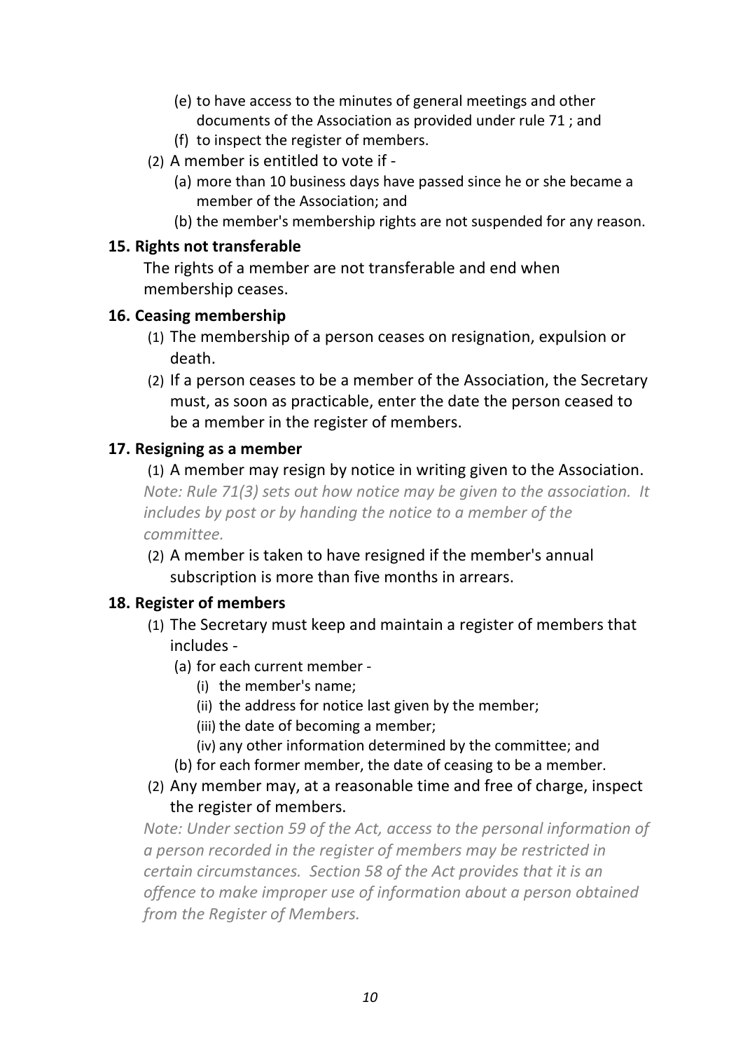(e) to have access to the minutes of general meetings and other documents of the Association as provided under rule 71 ; and

(f) to inspect the register of members.

(2) A member is entitled to vote if -

(a) more than 10 business days have passed since he or she became a member of the Association; and

(b) the member's membership rights are not suspended for any reason.

**15. Rights not transferable**

The rights of a member are not transferable and end when membership ceases.

**16. Ceasing membership**

(1) The membership of a person ceases on resignation, expulsion or death.

(2) If a person ceases to be a member of the Association, the Secretary must, as soon as practicable, enter the date the person ceased to be a member in the register of members.

**17. Resigning as a member**

(1) A member may resign by notice in writing given to the Association.

*Note: Rule 71(3) sets out how notice may be given to the association. It includes by post or by handing the notice to a member of the committee.*

(2) A member is taken to have resigned if the member's annual subscription is more than five months in arrears.

**18. Register of members**

(1) The Secretary must keep and maintain a register of members that includes -

(a) for each current member -

(i) the member's name;

(ii) the address for notice last given by the member;

(iii) the date of becoming a member;

(iv) any other information determined by the committee; and

(b) for each former member, the date of ceasing to be a member.

(2) Any member may, at a reasonable time and free of charge, inspect the register of members.

*Note: Under section 59 of the Act, access to the personal information of a person recorded in the register of members may be restricted in certain circumstances. Section 58 of the Act provides that it is an offence to make improper use of information about a person obtained from the Register of Members.*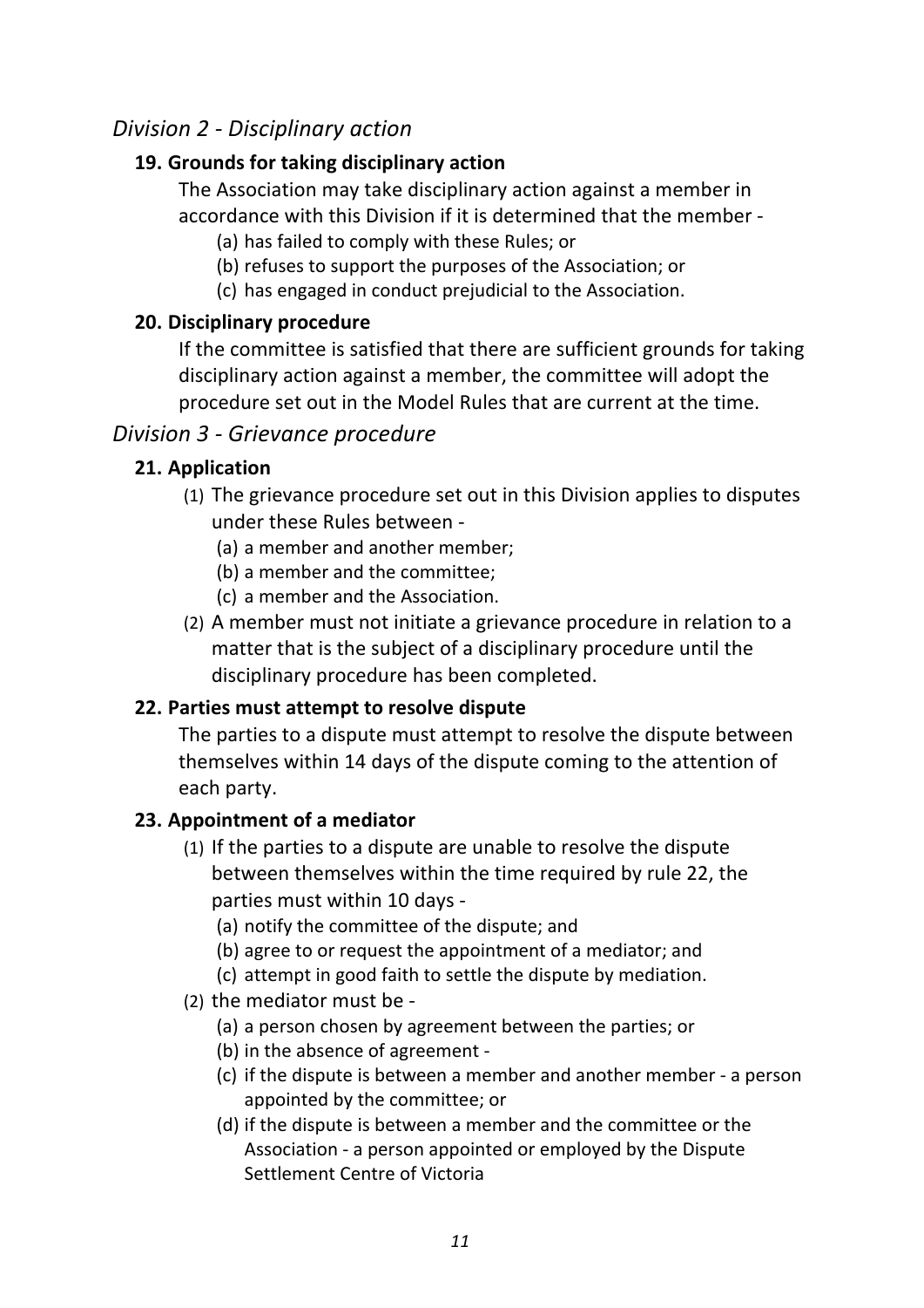## *Division 2 - Disciplinary action*

### 19. Grounds for taking disciplinary action

The Association may take disciplinary action against a member in accordance with this Division if it is determined that the member -

(a) has failed to comply with these Rules; or
(b) refuses to support the purposes of the Association; or
(c) has engaged in conduct prejudicial to the Association.

### 20. Disciplinary procedure

If the committee is satisfied that there are sufficient grounds for taking disciplinary action against a member, the committee will adopt the procedure set out in the Model Rules that are current at the time.

## *Division 3 - Grievance procedure*

### 21. Application

(1) The grievance procedure set out in this Division applies to disputes under these Rules between -
  (a) a member and another member;
  (b) a member and the committee;
  (c) a member and the Association.

(2) A member must not initiate a grievance procedure in relation to a matter that is the subject of a disciplinary procedure until the disciplinary procedure has been completed.

### 22. Parties must attempt to resolve dispute

The parties to a dispute must attempt to resolve the dispute between themselves within 14 days of the dispute coming to the attention of each party.

### 23. Appointment of a mediator

(1) If the parties to a dispute are unable to resolve the dispute between themselves within the time required by rule 22, the parties must within 10 days -
  (a) notify the committee of the dispute; and
  (b) agree to or request the appointment of a mediator; and
  (c) attempt in good faith to settle the dispute by mediation.

(2) the mediator must be -
  (a) a person chosen by agreement between the parties; or
  (b) in the absence of agreement -
  (c) if the dispute is between a member and another member - a person appointed by the committee; or
  (d) if the dispute is between a member and the committee or the Association - a person appointed or employed by the Dispute Settlement Centre of Victoria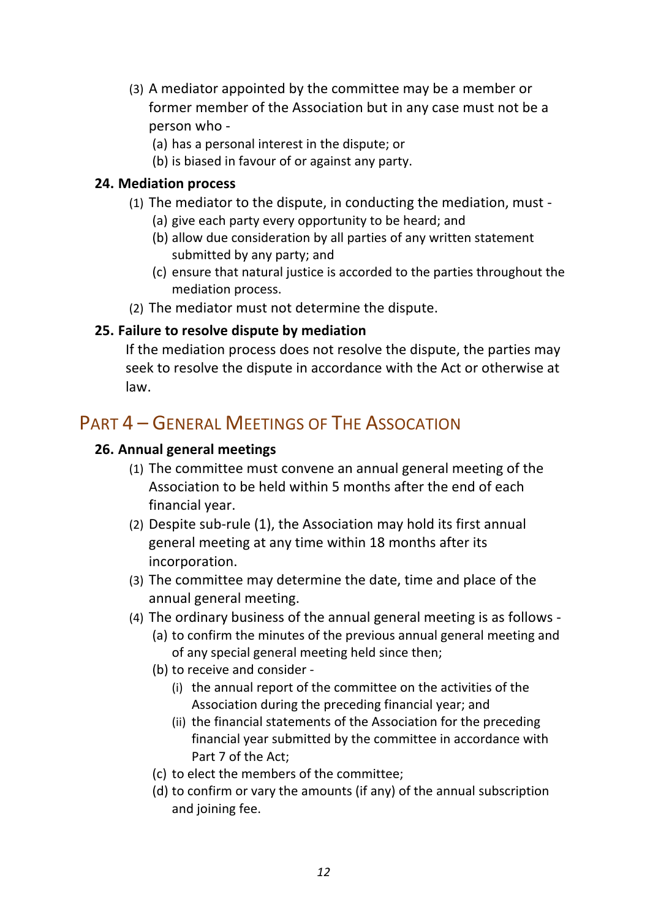(3) A mediator appointed by the committee may be a member or former member of the Association but in any case must not be a person who -

   (a) has a personal interest in the dispute; or
   (b) is biased in favour of or against any party.

### 24. Mediation process

(1) The mediator to the dispute, in conducting the mediation, must -

   (a) give each party every opportunity to be heard; and
   (b) allow due consideration by all parties of any written statement submitted by any party; and
   (c) ensure that natural justice is accorded to the parties throughout the mediation process.

(2) The mediator must not determine the dispute.

### 25. Failure to resolve dispute by mediation

If the mediation process does not resolve the dispute, the parties may seek to resolve the dispute in accordance with the Act or otherwise at law.

## PART 4 – GENERAL MEETINGS OF THE ASSOCATION

### 26. Annual general meetings

(1) The committee must convene an annual general meeting of the Association to be held within 5 months after the end of each financial year.

(2) Despite sub-rule (1), the Association may hold its first annual general meeting at any time within 18 months after its incorporation.

(3) The committee may determine the date, time and place of the annual general meeting.

(4) The ordinary business of the annual general meeting is as follows -

   (a) to confirm the minutes of the previous annual general meeting and of any special general meeting held since then;
   (b) to receive and consider -
      (i) the annual report of the committee on the activities of the Association during the preceding financial year; and
      (ii) the financial statements of the Association for the preceding financial year submitted by the committee in accordance with Part 7 of the Act;
   (c) to elect the members of the committee;
   (d) to confirm or vary the amounts (if any) of the annual subscription and joining fee.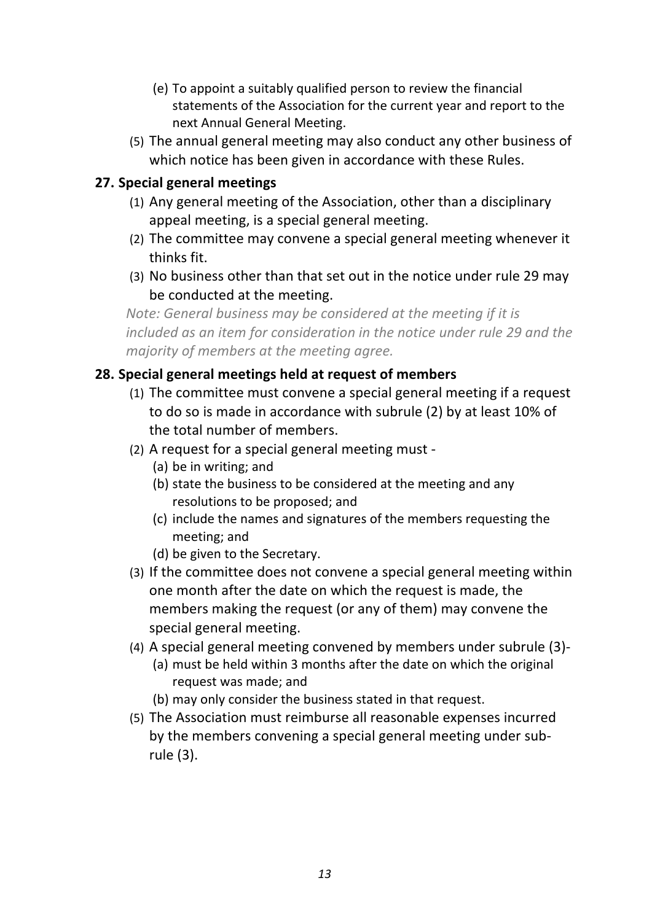(e) To appoint a suitably qualified person to review the financial statements of the Association for the current year and report to the next Annual General Meeting.

(5) The annual general meeting may also conduct any other business of which notice has been given in accordance with these Rules.

## 27. Special general meetings

(1) Any general meeting of the Association, other than a disciplinary appeal meeting, is a special general meeting.

(2) The committee may convene a special general meeting whenever it thinks fit.

(3) No business other than that set out in the notice under rule 29 may be conducted at the meeting.

*Note: General business may be considered at the meeting if it is included as an item for consideration in the notice under rule 29 and the majority of members at the meeting agree.*

## 28. Special general meetings held at request of members

(1) The committee must convene a special general meeting if a request to do so is made in accordance with subrule (2) by at least 10% of the total number of members.

(2) A request for a special general meeting must -

   (a) be in writing; and
   
   (b) state the business to be considered at the meeting and any resolutions to be proposed; and
   
   (c) include the names and signatures of the members requesting the meeting; and
   
   (d) be given to the Secretary.

(3) If the committee does not convene a special general meeting within one month after the date on which the request is made, the members making the request (or any of them) may convene the special general meeting.

(4) A special general meeting convened by members under subrule (3)-

   (a) must be held within 3 months after the date on which the original request was made; and
   
   (b) may only consider the business stated in that request.

(5) The Association must reimburse all reasonable expenses incurred by the members convening a special general meeting under sub-rule (3).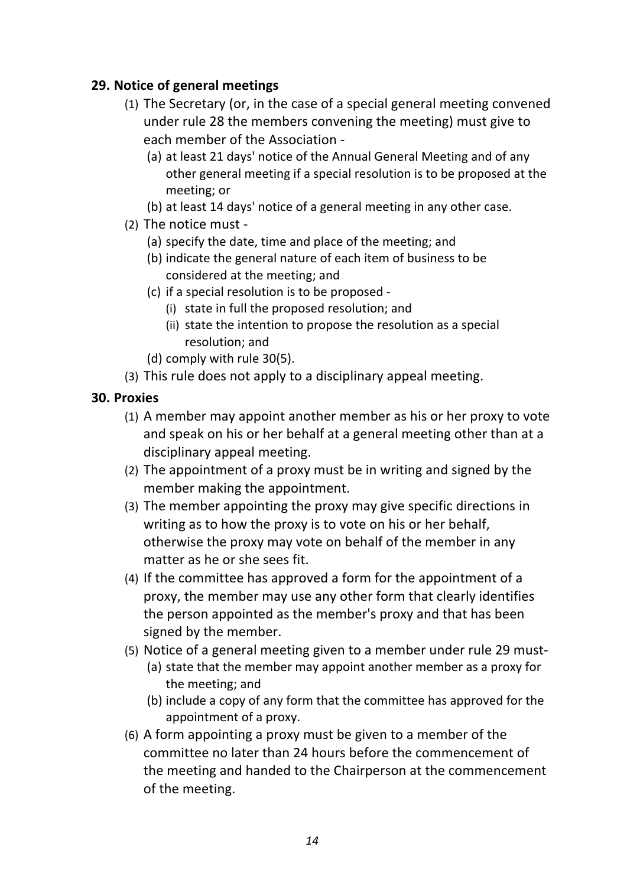## 29. Notice of general meetings

(1) The Secretary (or, in the case of a special general meeting convened under rule 28 the members convening the meeting) must give to each member of the Association -

   (a) at least 21 days' notice of the Annual General Meeting and of any other general meeting if a special resolution is to be proposed at the meeting; or

   (b) at least 14 days' notice of a general meeting in any other case.

(2) The notice must -

   (a) specify the date, time and place of the meeting; and

   (b) indicate the general nature of each item of business to be considered at the meeting; and

   (c) if a special resolution is to be proposed -

      (i) state in full the proposed resolution; and

      (ii) state the intention to propose the resolution as a special resolution; and

   (d) comply with rule 30(5).

(3) This rule does not apply to a disciplinary appeal meeting.

## 30. Proxies

(1) A member may appoint another member as his or her proxy to vote and speak on his or her behalf at a general meeting other than at a disciplinary appeal meeting.

(2) The appointment of a proxy must be in writing and signed by the member making the appointment.

(3) The member appointing the proxy may give specific directions in writing as to how the proxy is to vote on his or her behalf, otherwise the proxy may vote on behalf of the member in any matter as he or she sees fit.

(4) If the committee has approved a form for the appointment of a proxy, the member may use any other form that clearly identifies the person appointed as the member's proxy and that has been signed by the member.

(5) Notice of a general meeting given to a member under rule 29 must-

   (a) state that the member may appoint another member as a proxy for the meeting; and

   (b) include a copy of any form that the committee has approved for the appointment of a proxy.

(6) A form appointing a proxy must be given to a member of the committee no later than 24 hours before the commencement of the meeting and handed to the Chairperson at the commencement of the meeting.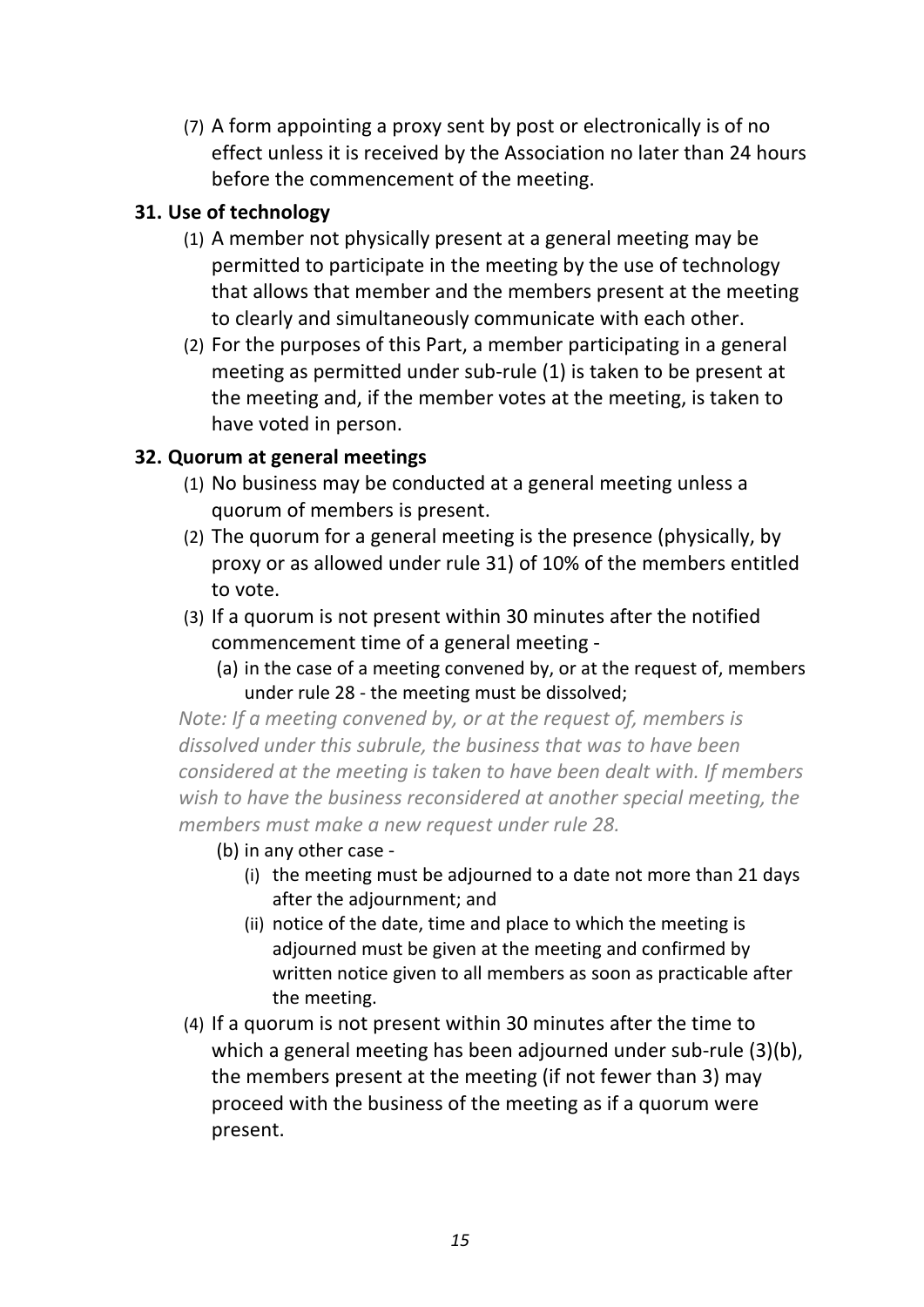(7) A form appointing a proxy sent by post or electronically is of no effect unless it is received by the Association no later than 24 hours before the commencement of the meeting.

### 31. Use of technology

(1) A member not physically present at a general meeting may be permitted to participate in the meeting by the use of technology that allows that member and the members present at the meeting to clearly and simultaneously communicate with each other.

(2) For the purposes of this Part, a member participating in a general meeting as permitted under sub-rule (1) is taken to be present at the meeting and, if the member votes at the meeting, is taken to have voted in person.

### 32. Quorum at general meetings

(1) No business may be conducted at a general meeting unless a quorum of members is present.

(2) The quorum for a general meeting is the presence (physically, by proxy or as allowed under rule 31) of 10% of the members entitled to vote.

(3) If a quorum is not present within 30 minutes after the notified commencement time of a general meeting -

(a) in the case of a meeting convened by, or at the request of, members under rule 28 - the meeting must be dissolved;

*Note: If a meeting convened by, or at the request of, members is dissolved under this subrule, the business that was to have been considered at the meeting is taken to have been dealt with. If members wish to have the business reconsidered at another special meeting, the members must make a new request under rule 28.*

(b) in any other case -

(i) the meeting must be adjourned to a date not more than 21 days after the adjournment; and

(ii) notice of the date, time and place to which the meeting is adjourned must be given at the meeting and confirmed by written notice given to all members as soon as practicable after the meeting.

(4) If a quorum is not present within 30 minutes after the time to which a general meeting has been adjourned under sub-rule (3)(b), the members present at the meeting (if not fewer than 3) may proceed with the business of the meeting as if a quorum were present.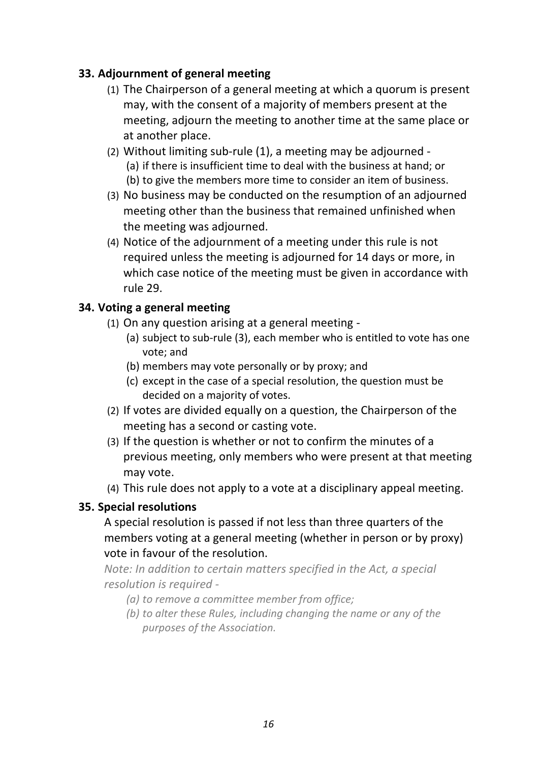### 33. Adjournment of general meeting

(1) The Chairperson of a general meeting at which a quorum is present may, with the consent of a majority of members present at the meeting, adjourn the meeting to another time at the same place or at another place.

(2) Without limiting sub-rule (1), a meeting may be adjourned -
  (a) if there is insufficient time to deal with the business at hand; or
  (b) to give the members more time to consider an item of business.

(3) No business may be conducted on the resumption of an adjourned meeting other than the business that remained unfinished when the meeting was adjourned.

(4) Notice of the adjournment of a meeting under this rule is not required unless the meeting is adjourned for 14 days or more, in which case notice of the meeting must be given in accordance with rule 29.

### 34. Voting a general meeting

(1) On any question arising at a general meeting -
  (a) subject to sub-rule (3), each member who is entitled to vote has one vote; and
  (b) members may vote personally or by proxy; and
  (c) except in the case of a special resolution, the question must be decided on a majority of votes.

(2) If votes are divided equally on a question, the Chairperson of the meeting has a second or casting vote.

(3) If the question is whether or not to confirm the minutes of a previous meeting, only members who were present at that meeting may vote.

(4) This rule does not apply to a vote at a disciplinary appeal meeting.

### 35. Special resolutions

A special resolution is passed if not less than three quarters of the members voting at a general meeting (whether in person or by proxy) vote in favour of the resolution.

*Note: In addition to certain matters specified in the Act, a special resolution is required -*

*(a) to remove a committee member from office;*

*(b) to alter these Rules, including changing the name or any of the purposes of the Association.*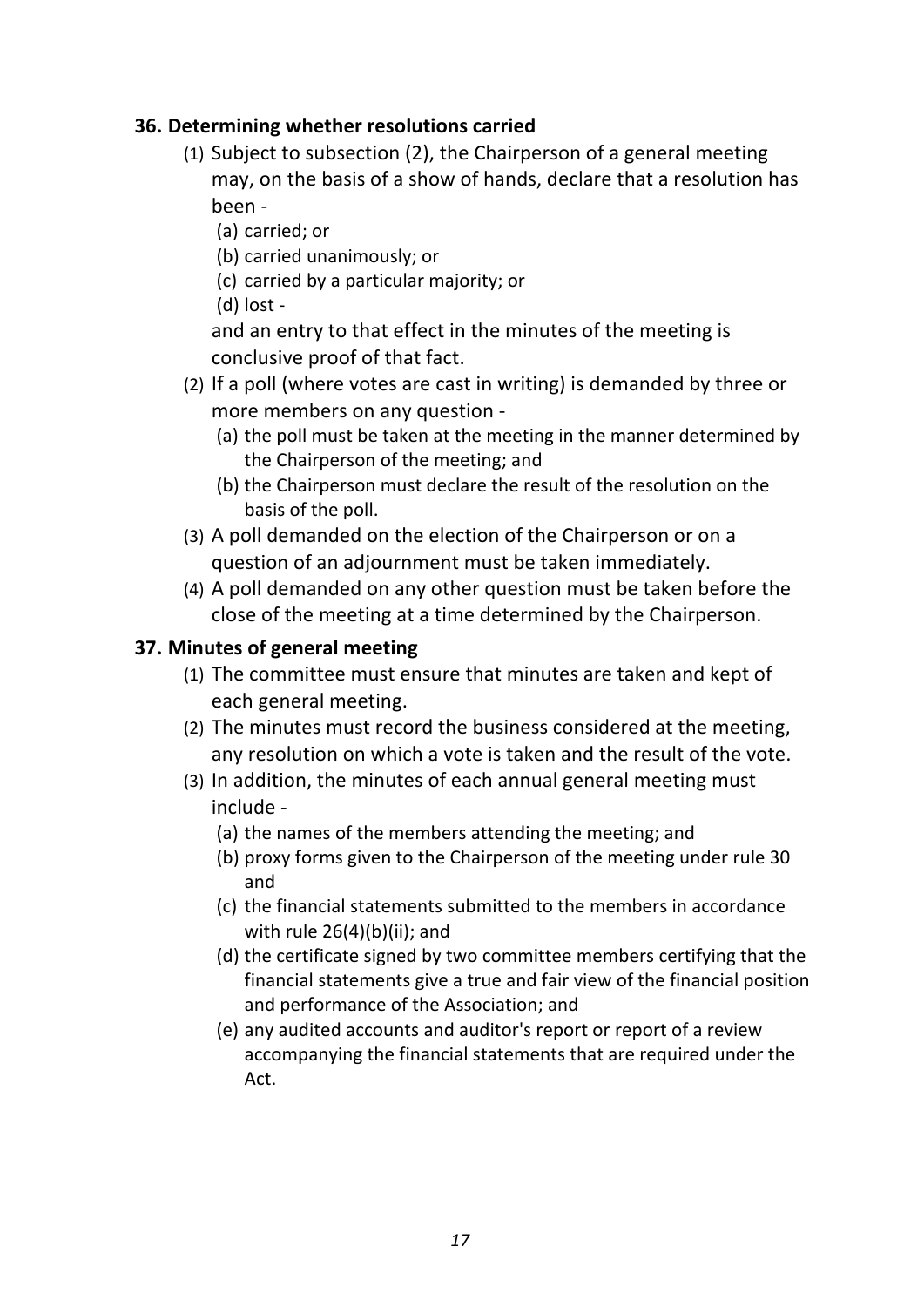### 36. Determining whether resolutions carried

(1) Subject to subsection (2), the Chairperson of a general meeting may, on the basis of a show of hands, declare that a resolution has been -

  (a) carried; or
  (b) carried unanimously; or
  (c) carried by a particular majority; or
  (d) lost -

  and an entry to that effect in the minutes of the meeting is conclusive proof of that fact.

(2) If a poll (where votes are cast in writing) is demanded by three or more members on any question -

  (a) the poll must be taken at the meeting in the manner determined by the Chairperson of the meeting; and
  (b) the Chairperson must declare the result of the resolution on the basis of the poll.

(3) A poll demanded on the election of the Chairperson or on a question of an adjournment must be taken immediately.

(4) A poll demanded on any other question must be taken before the close of the meeting at a time determined by the Chairperson.

### 37. Minutes of general meeting

(1) The committee must ensure that minutes are taken and kept of each general meeting.

(2) The minutes must record the business considered at the meeting, any resolution on which a vote is taken and the result of the vote.

(3) In addition, the minutes of each annual general meeting must include -

  (a) the names of the members attending the meeting; and
  (b) proxy forms given to the Chairperson of the meeting under rule 30 and
  (c) the financial statements submitted to the members in accordance with rule 26(4)(b)(ii); and
  (d) the certificate signed by two committee members certifying that the financial statements give a true and fair view of the financial position and performance of the Association; and
  (e) any audited accounts and auditor's report or report of a review accompanying the financial statements that are required under the Act.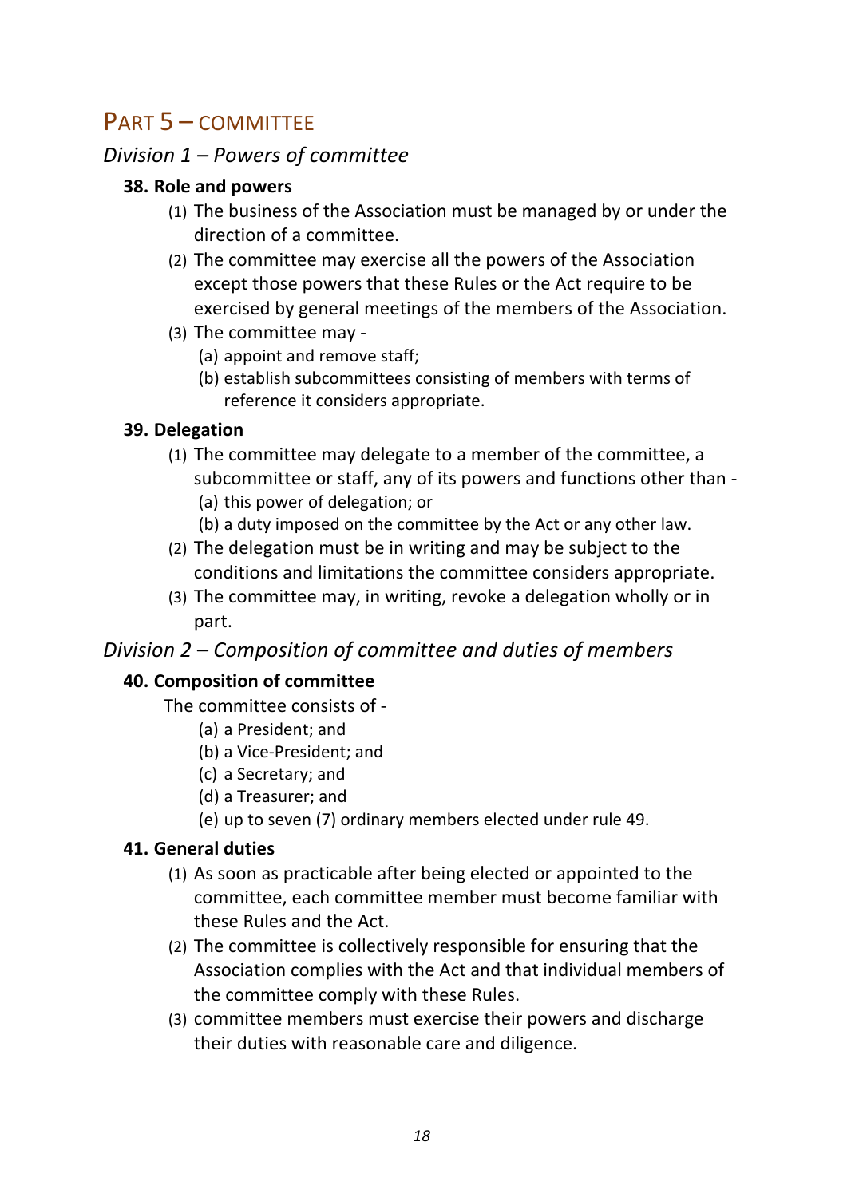# PART 5 – COMMITTEE

## *Division 1 – Powers of committee*

### 38. Role and powers

(1) The business of the Association must be managed by or under the direction of a committee.

(2) The committee may exercise all the powers of the Association except those powers that these Rules or the Act require to be exercised by general meetings of the members of the Association.

(3) The committee may -

  (a) appoint and remove staff;

  (b) establish subcommittees consisting of members with terms of reference it considers appropriate.

### 39. Delegation

(1) The committee may delegate to a member of the committee, a subcommittee or staff, any of its powers and functions other than -

  (a) this power of delegation; or

  (b) a duty imposed on the committee by the Act or any other law.

(2) The delegation must be in writing and may be subject to the conditions and limitations the committee considers appropriate.

(3) The committee may, in writing, revoke a delegation wholly or in part.

## *Division 2 – Composition of committee and duties of members*

### 40. Composition of committee

The committee consists of -

  (a) a President; and

  (b) a Vice-President; and

  (c) a Secretary; and

  (d) a Treasurer; and

  (e) up to seven (7) ordinary members elected under rule 49.

### 41. General duties

(1) As soon as practicable after being elected or appointed to the committee, each committee member must become familiar with these Rules and the Act.

(2) The committee is collectively responsible for ensuring that the Association complies with the Act and that individual members of the committee comply with these Rules.

(3) committee members must exercise their powers and discharge their duties with reasonable care and diligence.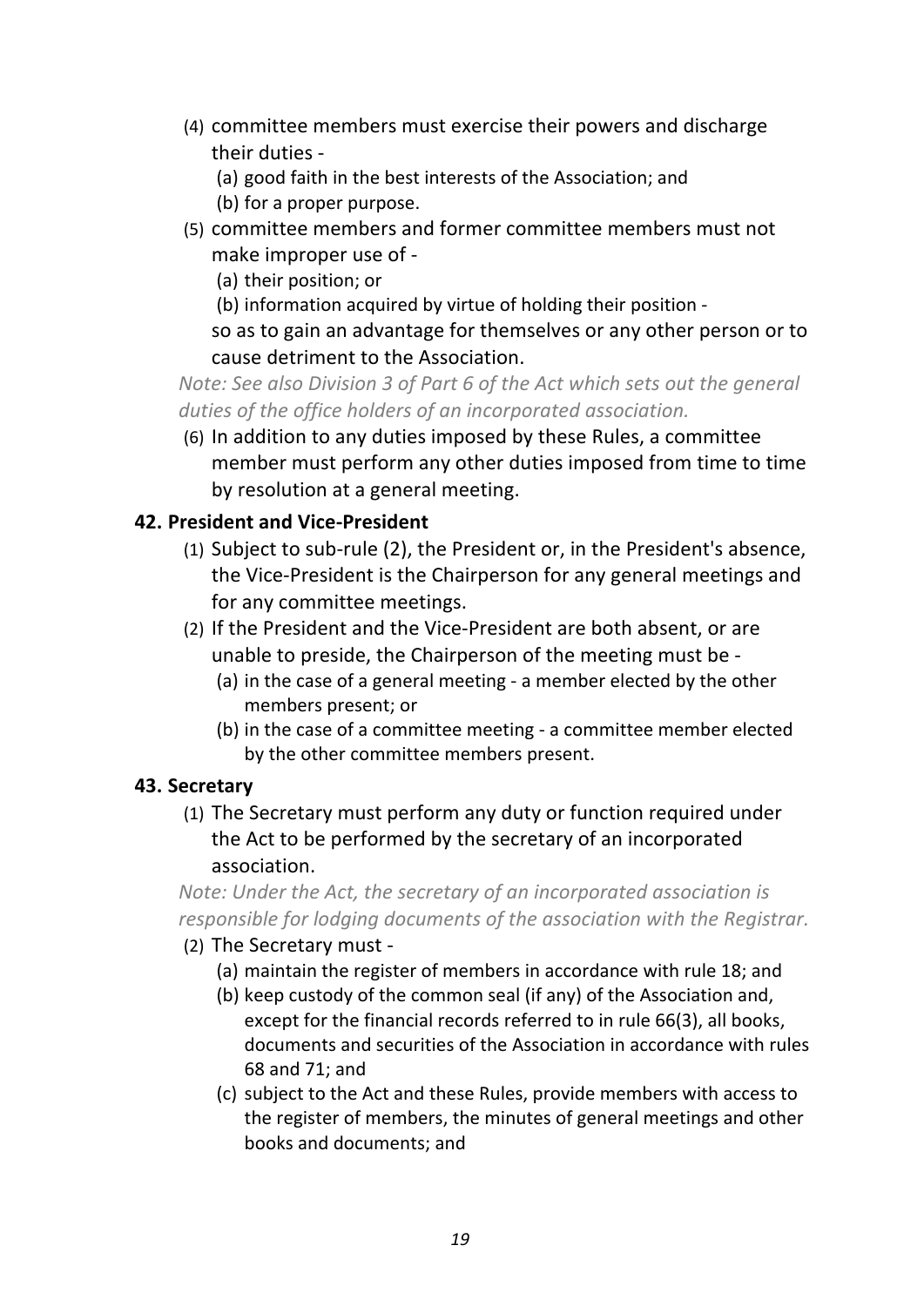(4) committee members must exercise their powers and discharge their duties -

(a) good faith in the best interests of the Association; and

(b) for a proper purpose.

(5) committee members and former committee members must not make improper use of -

(a) their position; or

(b) information acquired by virtue of holding their position -

so as to gain an advantage for themselves or any other person or to cause detriment to the Association.

*Note: See also Division 3 of Part 6 of the Act which sets out the general duties of the office holders of an incorporated association.*

(6) In addition to any duties imposed by these Rules, a committee member must perform any other duties imposed from time to time by resolution at a general meeting.

### 42. President and Vice-President

(1) Subject to sub-rule (2), the President or, in the President's absence, the Vice-President is the Chairperson for any general meetings and for any committee meetings.

(2) If the President and the Vice-President are both absent, or are unable to preside, the Chairperson of the meeting must be -

(a) in the case of a general meeting - a member elected by the other members present; or

(b) in the case of a committee meeting - a committee member elected by the other committee members present.

### 43. Secretary

(1) The Secretary must perform any duty or function required under the Act to be performed by the secretary of an incorporated association.

*Note: Under the Act, the secretary of an incorporated association is responsible for lodging documents of the association with the Registrar.*

(2) The Secretary must -

(a) maintain the register of members in accordance with rule 18; and

(b) keep custody of the common seal (if any) of the Association and, except for the financial records referred to in rule 66(3), all books, documents and securities of the Association in accordance with rules 68 and 71; and

(c) subject to the Act and these Rules, provide members with access to the register of members, the minutes of general meetings and other books and documents; and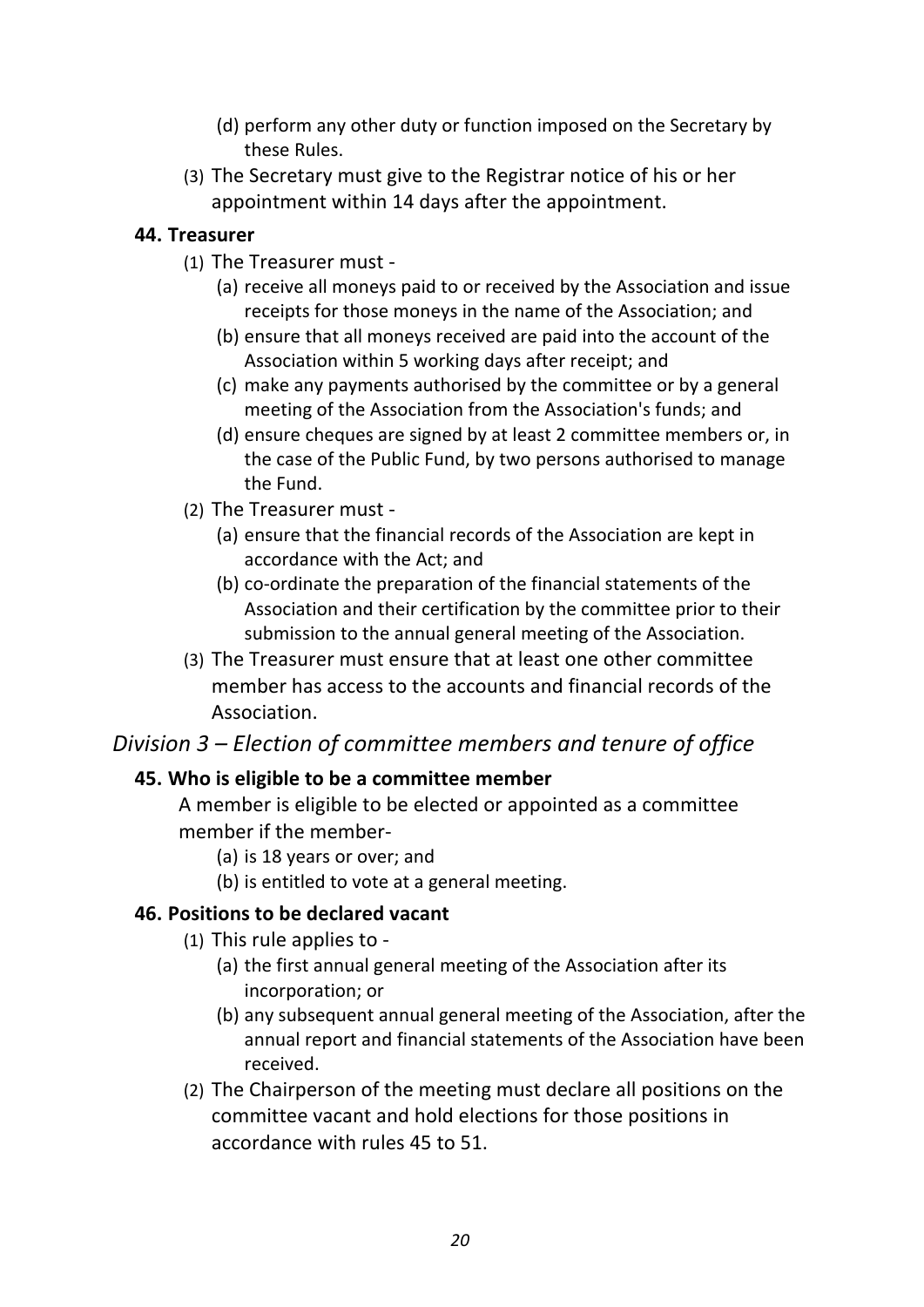(d) perform any other duty or function imposed on the Secretary by these Rules.

(3) The Secretary must give to the Registrar notice of his or her appointment within 14 days after the appointment.

### 44. Treasurer

(1) The Treasurer must -

(a) receive all moneys paid to or received by the Association and issue receipts for those moneys in the name of the Association; and

(b) ensure that all moneys received are paid into the account of the Association within 5 working days after receipt; and

(c) make any payments authorised by the committee or by a general meeting of the Association from the Association's funds; and

(d) ensure cheques are signed by at least 2 committee members or, in the case of the Public Fund, by two persons authorised to manage the Fund.

(2) The Treasurer must -

(a) ensure that the financial records of the Association are kept in accordance with the Act; and

(b) co-ordinate the preparation of the financial statements of the Association and their certification by the committee prior to their submission to the annual general meeting of the Association.

(3) The Treasurer must ensure that at least one other committee member has access to the accounts and financial records of the Association.

## *Division 3 – Election of committee members and tenure of office*

### 45. Who is eligible to be a committee member

A member is eligible to be elected or appointed as a committee member if the member-

(a) is 18 years or over; and

(b) is entitled to vote at a general meeting.

### 46. Positions to be declared vacant

(1) This rule applies to -

(a) the first annual general meeting of the Association after its incorporation; or

(b) any subsequent annual general meeting of the Association, after the annual report and financial statements of the Association have been received.

(2) The Chairperson of the meeting must declare all positions on the committee vacant and hold elections for those positions in accordance with rules 45 to 51.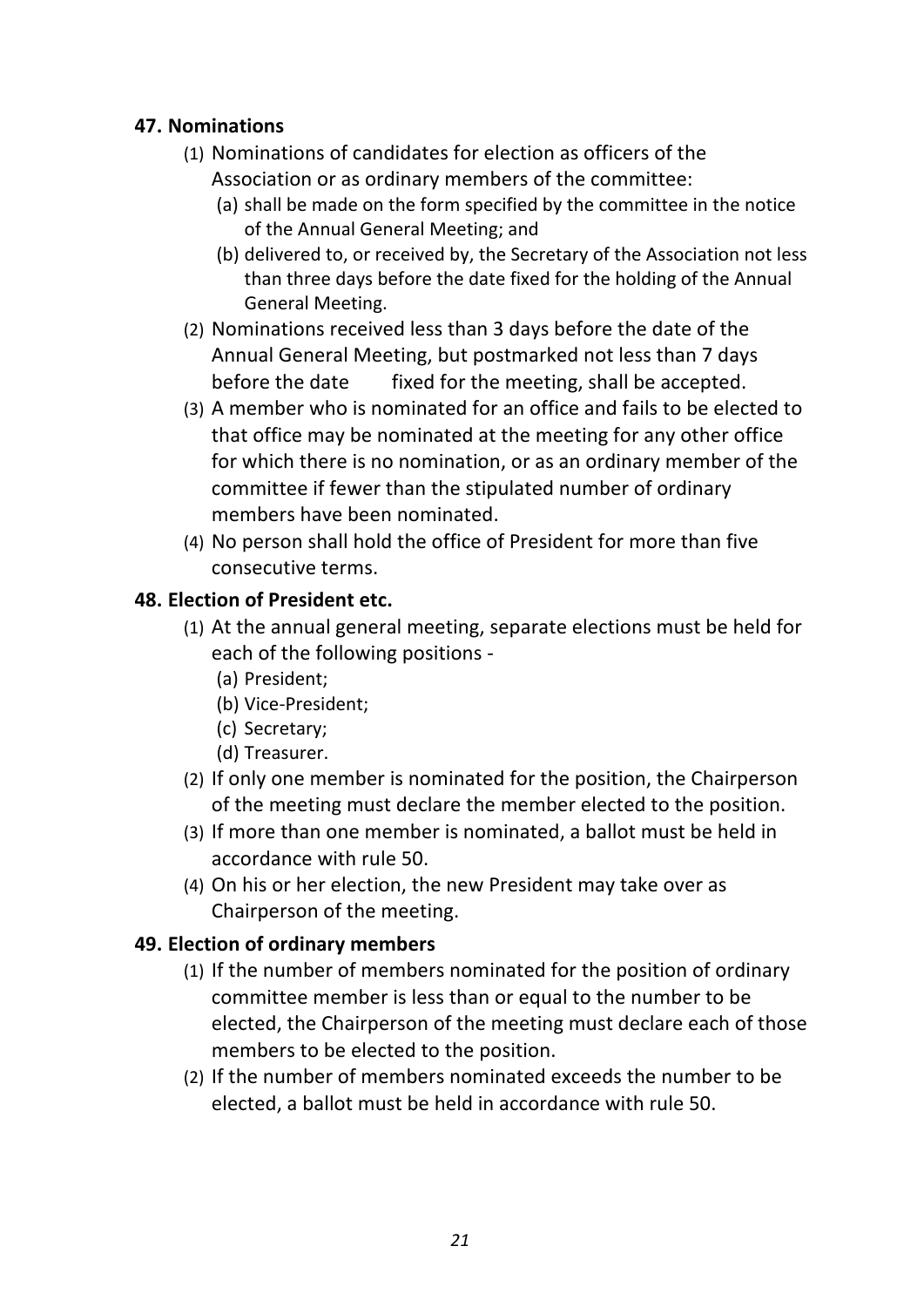## 47. Nominations

(1) Nominations of candidates for election as officers of the Association or as ordinary members of the committee:

  (a) shall be made on the form specified by the committee in the notice of the Annual General Meeting; and

  (b) delivered to, or received by, the Secretary of the Association not less than three days before the date fixed for the holding of the Annual General Meeting.

(2) Nominations received less than 3 days before the date of the Annual General Meeting, but postmarked not less than 7 days before the date fixed for the meeting, shall be accepted.

(3) A member who is nominated for an office and fails to be elected to that office may be nominated at the meeting for any other office for which there is no nomination, or as an ordinary member of the committee if fewer than the stipulated number of ordinary members have been nominated.

(4) No person shall hold the office of President for more than five consecutive terms.

## 48. Election of President etc.

(1) At the annual general meeting, separate elections must be held for each of the following positions -

  (a) President;

  (b) Vice-President;

  (c) Secretary;

  (d) Treasurer.

(2) If only one member is nominated for the position, the Chairperson of the meeting must declare the member elected to the position.

(3) If more than one member is nominated, a ballot must be held in accordance with rule 50.

(4) On his or her election, the new President may take over as Chairperson of the meeting.

## 49. Election of ordinary members

(1) If the number of members nominated for the position of ordinary committee member is less than or equal to the number to be elected, the Chairperson of the meeting must declare each of those members to be elected to the position.

(2) If the number of members nominated exceeds the number to be elected, a ballot must be held in accordance with rule 50.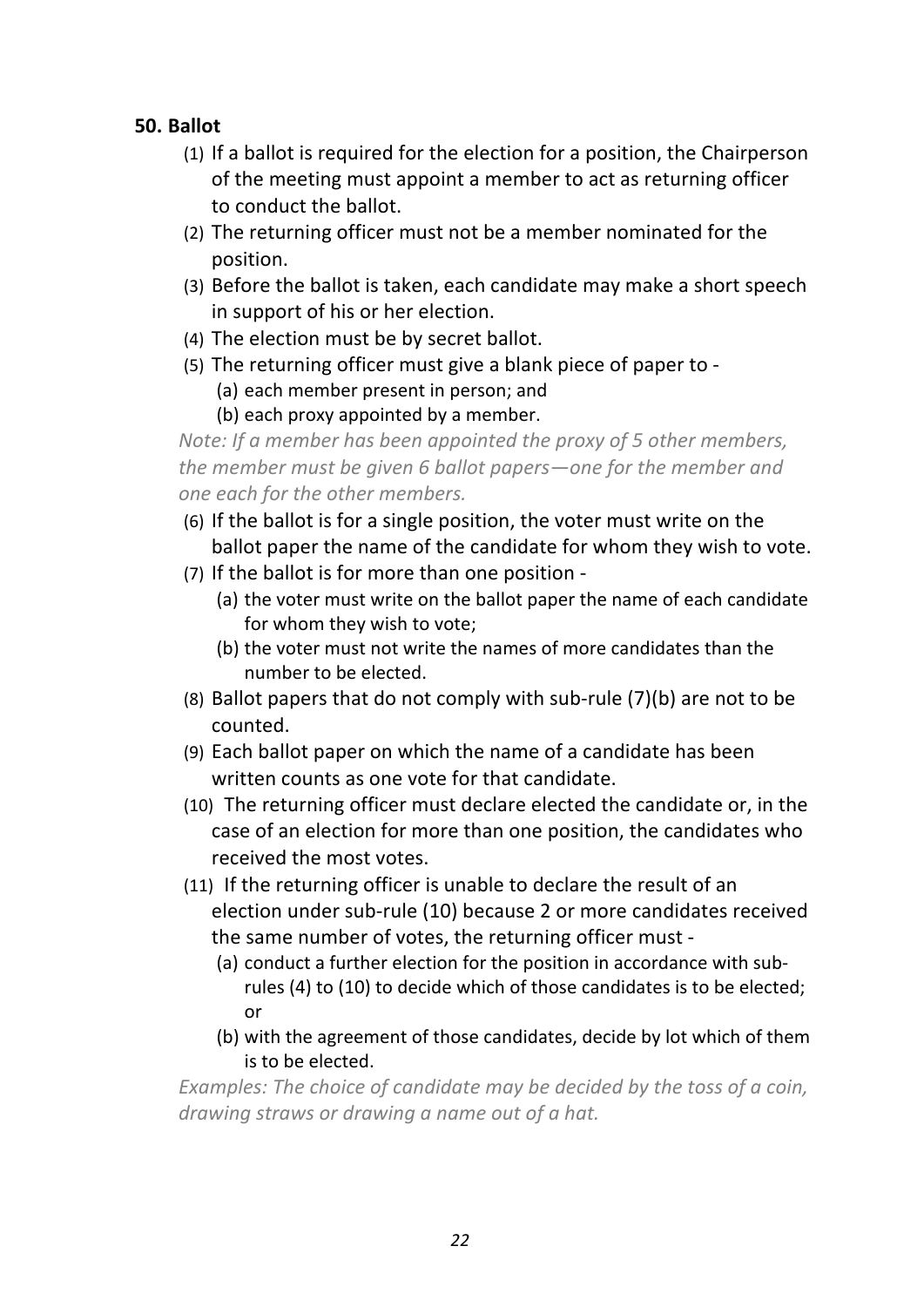**50. Ballot**

(1) If a ballot is required for the election for a position, the Chairperson of the meeting must appoint a member to act as returning officer to conduct the ballot.

(2) The returning officer must not be a member nominated for the position.

(3) Before the ballot is taken, each candidate may make a short speech in support of his or her election.

(4) The election must be by secret ballot.

(5) The returning officer must give a blank piece of paper to -

   (a) each member present in person; and

   (b) each proxy appointed by a member.

*Note: If a member has been appointed the proxy of 5 other members, the member must be given 6 ballot papers—one for the member and one each for the other members.*

(6) If the ballot is for a single position, the voter must write on the ballot paper the name of the candidate for whom they wish to vote.

(7) If the ballot is for more than one position -

   (a) the voter must write on the ballot paper the name of each candidate for whom they wish to vote;

   (b) the voter must not write the names of more candidates than the number to be elected.

(8) Ballot papers that do not comply with sub-rule (7)(b) are not to be counted.

(9) Each ballot paper on which the name of a candidate has been written counts as one vote for that candidate.

(10) The returning officer must declare elected the candidate or, in the case of an election for more than one position, the candidates who received the most votes.

(11) If the returning officer is unable to declare the result of an election under sub-rule (10) because 2 or more candidates received the same number of votes, the returning officer must -

   (a) conduct a further election for the position in accordance with sub-rules (4) to (10) to decide which of those candidates is to be elected; or

   (b) with the agreement of those candidates, decide by lot which of them is to be elected.

*Examples: The choice of candidate may be decided by the toss of a coin, drawing straws or drawing a name out of a hat.*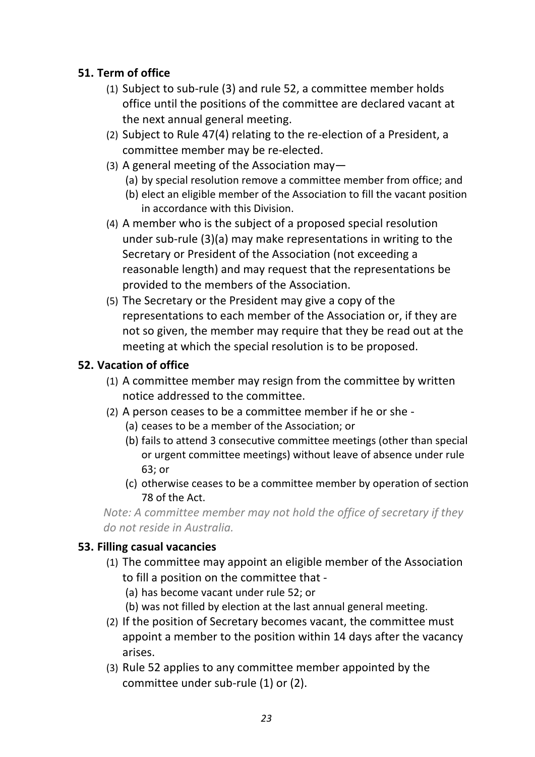### 51. Term of office

(1) Subject to sub-rule (3) and rule 52, a committee member holds office until the positions of the committee are declared vacant at the next annual general meeting.

(2) Subject to Rule 47(4) relating to the re-election of a President, a committee member may be re-elected.

(3) A general meeting of the Association may—

  (a) by special resolution remove a committee member from office; and

  (b) elect an eligible member of the Association to fill the vacant position in accordance with this Division.

(4) A member who is the subject of a proposed special resolution under sub-rule (3)(a) may make representations in writing to the Secretary or President of the Association (not exceeding a reasonable length) and may request that the representations be provided to the members of the Association.

(5) The Secretary or the President may give a copy of the representations to each member of the Association or, if they are not so given, the member may require that they be read out at the meeting at which the special resolution is to be proposed.

### 52. Vacation of office

(1) A committee member may resign from the committee by written notice addressed to the committee.

(2) A person ceases to be a committee member if he or she -

  (a) ceases to be a member of the Association; or

  (b) fails to attend 3 consecutive committee meetings (other than special or urgent committee meetings) without leave of absence under rule 63; or

  (c) otherwise ceases to be a committee member by operation of section 78 of the Act.

*Note: A committee member may not hold the office of secretary if they do not reside in Australia.*

### 53. Filling casual vacancies

(1) The committee may appoint an eligible member of the Association to fill a position on the committee that -

  (a) has become vacant under rule 52; or

  (b) was not filled by election at the last annual general meeting.

(2) If the position of Secretary becomes vacant, the committee must appoint a member to the position within 14 days after the vacancy arises.

(3) Rule 52 applies to any committee member appointed by the committee under sub-rule (1) or (2).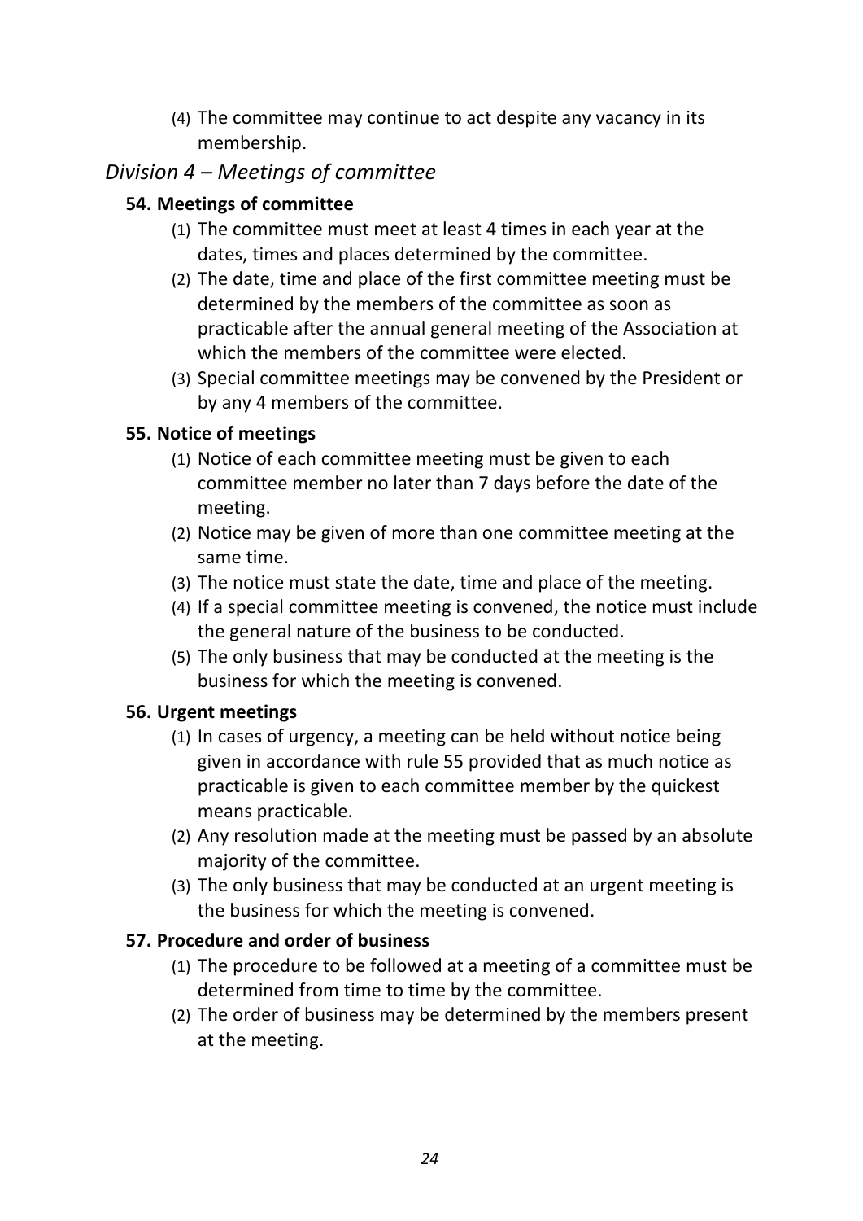(4) The committee may continue to act despite any vacancy in its membership.

## *Division 4 – Meetings of committee*

### 54. Meetings of committee

(1) The committee must meet at least 4 times in each year at the dates, times and places determined by the committee.

(2) The date, time and place of the first committee meeting must be determined by the members of the committee as soon as practicable after the annual general meeting of the Association at which the members of the committee were elected.

(3) Special committee meetings may be convened by the President or by any 4 members of the committee.

### 55. Notice of meetings

(1) Notice of each committee meeting must be given to each committee member no later than 7 days before the date of the meeting.

(2) Notice may be given of more than one committee meeting at the same time.

(3) The notice must state the date, time and place of the meeting.

(4) If a special committee meeting is convened, the notice must include the general nature of the business to be conducted.

(5) The only business that may be conducted at the meeting is the business for which the meeting is convened.

### 56. Urgent meetings

(1) In cases of urgency, a meeting can be held without notice being given in accordance with rule 55 provided that as much notice as practicable is given to each committee member by the quickest means practicable.

(2) Any resolution made at the meeting must be passed by an absolute majority of the committee.

(3) The only business that may be conducted at an urgent meeting is the business for which the meeting is convened.

### 57. Procedure and order of business

(1) The procedure to be followed at a meeting of a committee must be determined from time to time by the committee.

(2) The order of business may be determined by the members present at the meeting.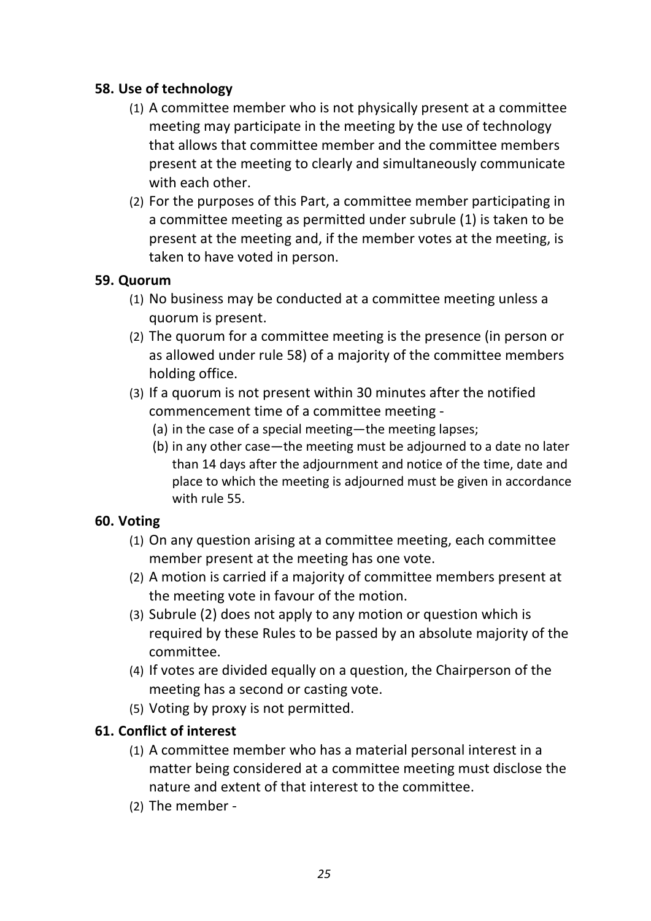**58. Use of technology**

(1) A committee member who is not physically present at a committee meeting may participate in the meeting by the use of technology that allows that committee member and the committee members present at the meeting to clearly and simultaneously communicate with each other.

(2) For the purposes of this Part, a committee member participating in a committee meeting as permitted under subrule (1) is taken to be present at the meeting and, if the member votes at the meeting, is taken to have voted in person.

**59. Quorum**

(1) No business may be conducted at a committee meeting unless a quorum is present.

(2) The quorum for a committee meeting is the presence (in person or as allowed under rule 58) of a majority of the committee members holding office.

(3) If a quorum is not present within 30 minutes after the notified commencement time of a committee meeting -

  (a) in the case of a special meeting—the meeting lapses;

  (b) in any other case—the meeting must be adjourned to a date no later than 14 days after the adjournment and notice of the time, date and place to which the meeting is adjourned must be given in accordance with rule 55.

**60. Voting**

(1) On any question arising at a committee meeting, each committee member present at the meeting has one vote.

(2) A motion is carried if a majority of committee members present at the meeting vote in favour of the motion.

(3) Subrule (2) does not apply to any motion or question which is required by these Rules to be passed by an absolute majority of the committee.

(4) If votes are divided equally on a question, the Chairperson of the meeting has a second or casting vote.

(5) Voting by proxy is not permitted.

**61. Conflict of interest**

(1) A committee member who has a material personal interest in a matter being considered at a committee meeting must disclose the nature and extent of that interest to the committee.

(2) The member -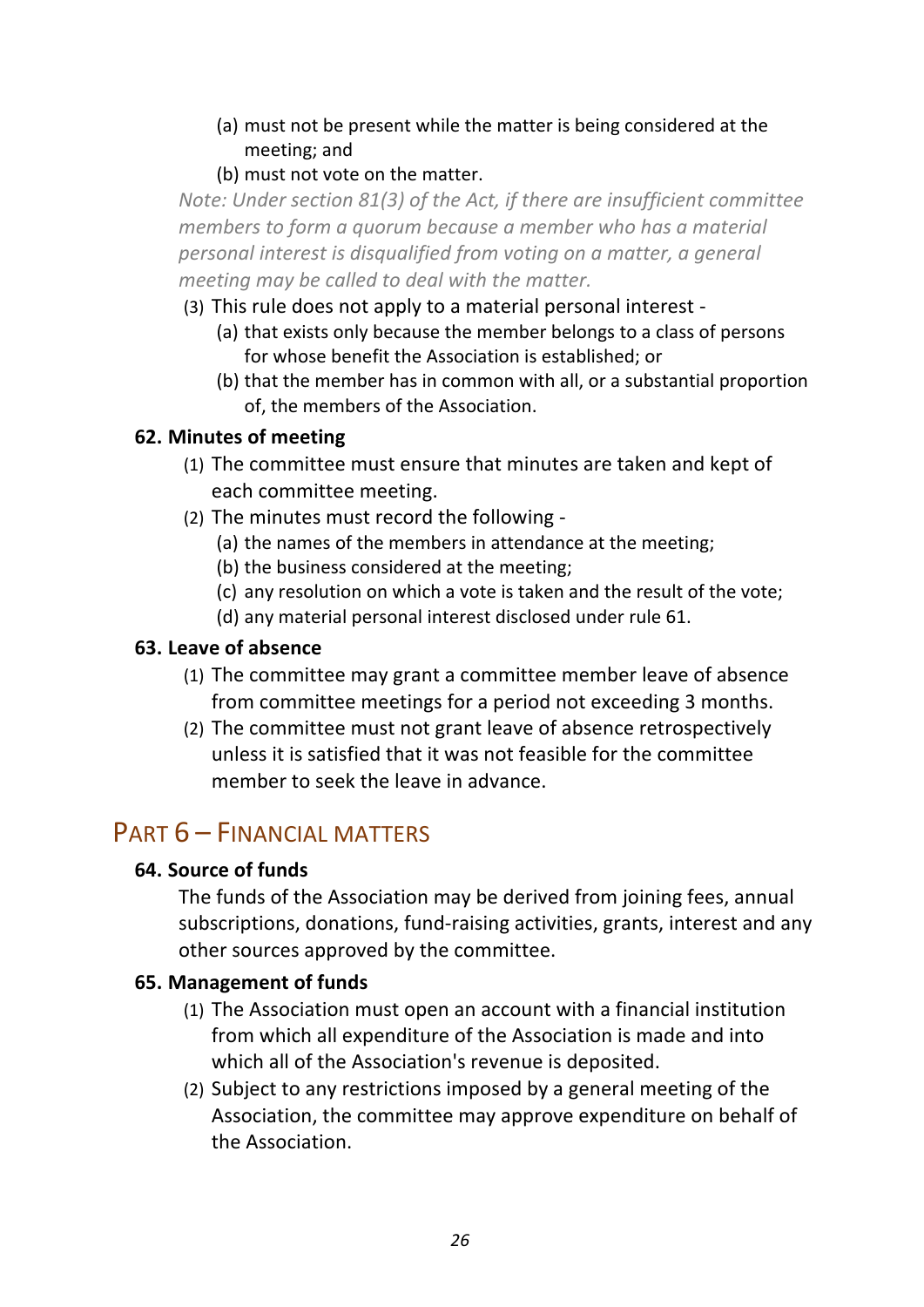(a) must not be present while the matter is being considered at the meeting; and

(b) must not vote on the matter.

*Note: Under section 81(3) of the Act, if there are insufficient committee members to form a quorum because a member who has a material personal interest is disqualified from voting on a matter, a general meeting may be called to deal with the matter.*

(3) This rule does not apply to a material personal interest -

(a) that exists only because the member belongs to a class of persons for whose benefit the Association is established; or

(b) that the member has in common with all, or a substantial proportion of, the members of the Association.

### 62. Minutes of meeting

(1) The committee must ensure that minutes are taken and kept of each committee meeting.

(2) The minutes must record the following -

(a) the names of the members in attendance at the meeting;

(b) the business considered at the meeting;

(c) any resolution on which a vote is taken and the result of the vote;

(d) any material personal interest disclosed under rule 61.

### 63. Leave of absence

(1) The committee may grant a committee member leave of absence from committee meetings for a period not exceeding 3 months.

(2) The committee must not grant leave of absence retrospectively unless it is satisfied that it was not feasible for the committee member to seek the leave in advance.

## Part 6 – Financial matters

### 64. Source of funds

The funds of the Association may be derived from joining fees, annual subscriptions, donations, fund-raising activities, grants, interest and any other sources approved by the committee.

### 65. Management of funds

(1) The Association must open an account with a financial institution from which all expenditure of the Association is made and into which all of the Association's revenue is deposited.

(2) Subject to any restrictions imposed by a general meeting of the Association, the committee may approve expenditure on behalf of the Association.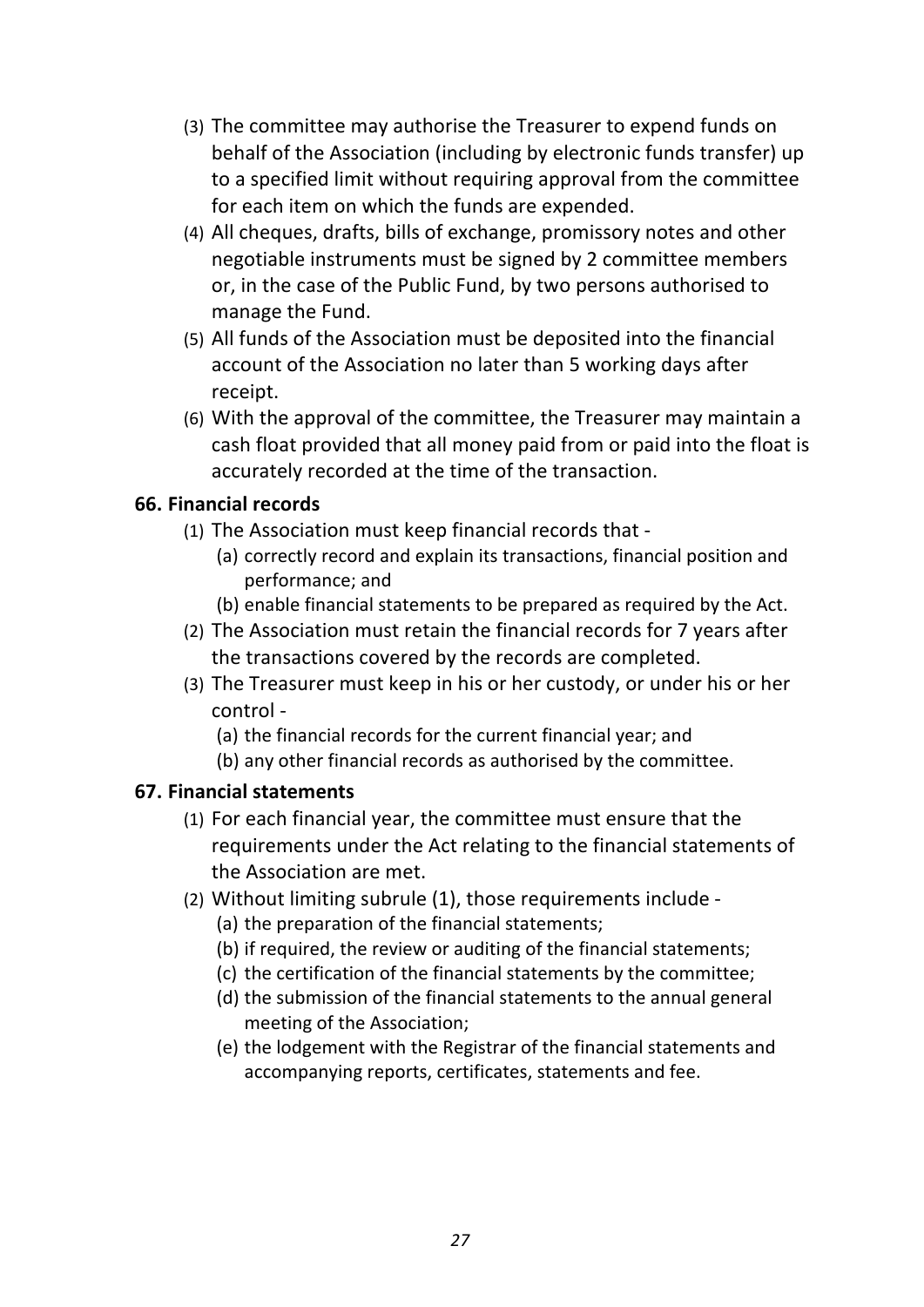(3) The committee may authorise the Treasurer to expend funds on behalf of the Association (including by electronic funds transfer) up to a specified limit without requiring approval from the committee for each item on which the funds are expended.

(4) All cheques, drafts, bills of exchange, promissory notes and other negotiable instruments must be signed by 2 committee members or, in the case of the Public Fund, by two persons authorised to manage the Fund.

(5) All funds of the Association must be deposited into the financial account of the Association no later than 5 working days after receipt.

(6) With the approval of the committee, the Treasurer may maintain a cash float provided that all money paid from or paid into the float is accurately recorded at the time of the transaction.

**66. Financial records**

(1) The Association must keep financial records that -

(a) correctly record and explain its transactions, financial position and performance; and

(b) enable financial statements to be prepared as required by the Act.

(2) The Association must retain the financial records for 7 years after the transactions covered by the records are completed.

(3) The Treasurer must keep in his or her custody, or under his or her control -

(a) the financial records for the current financial year; and

(b) any other financial records as authorised by the committee.

**67. Financial statements**

(1) For each financial year, the committee must ensure that the requirements under the Act relating to the financial statements of the Association are met.

(2) Without limiting subrule (1), those requirements include -

(a) the preparation of the financial statements;

(b) if required, the review or auditing of the financial statements;

(c) the certification of the financial statements by the committee;

(d) the submission of the financial statements to the annual general meeting of the Association;

(e) the lodgement with the Registrar of the financial statements and accompanying reports, certificates, statements and fee.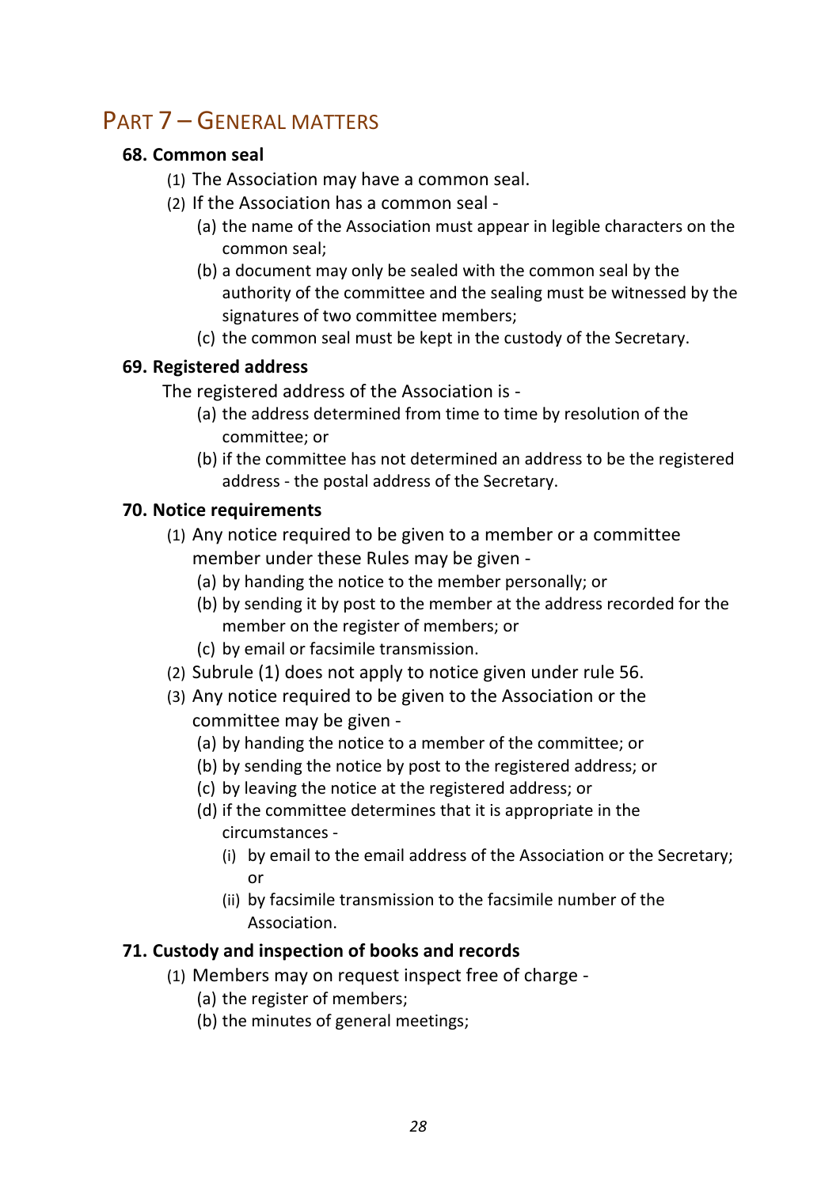## Part 7 – General matters

### 68. Common seal

(1) The Association may have a common seal.

(2) If the Association has a common seal -

- (a) the name of the Association must appear in legible characters on the common seal;
- (b) a document may only be sealed with the common seal by the authority of the committee and the sealing must be witnessed by the signatures of two committee members;
- (c) the common seal must be kept in the custody of the Secretary.

### 69. Registered address

The registered address of the Association is -

- (a) the address determined from time to time by resolution of the committee; or
- (b) if the committee has not determined an address to be the registered address - the postal address of the Secretary.

### 70. Notice requirements

(1) Any notice required to be given to a member or a committee member under these Rules may be given -

- (a) by handing the notice to the member personally; or
- (b) by sending it by post to the member at the address recorded for the member on the register of members; or
- (c) by email or facsimile transmission.

(2) Subrule (1) does not apply to notice given under rule 56.

(3) Any notice required to be given to the Association or the committee may be given -

- (a) by handing the notice to a member of the committee; or
- (b) by sending the notice by post to the registered address; or
- (c) by leaving the notice at the registered address; or
- (d) if the committee determines that it is appropriate in the circumstances -
  - (i) by email to the email address of the Association or the Secretary; or
  - (ii) by facsimile transmission to the facsimile number of the Association.

### 71. Custody and inspection of books and records

(1) Members may on request inspect free of charge -

- (a) the register of members;
- (b) the minutes of general meetings;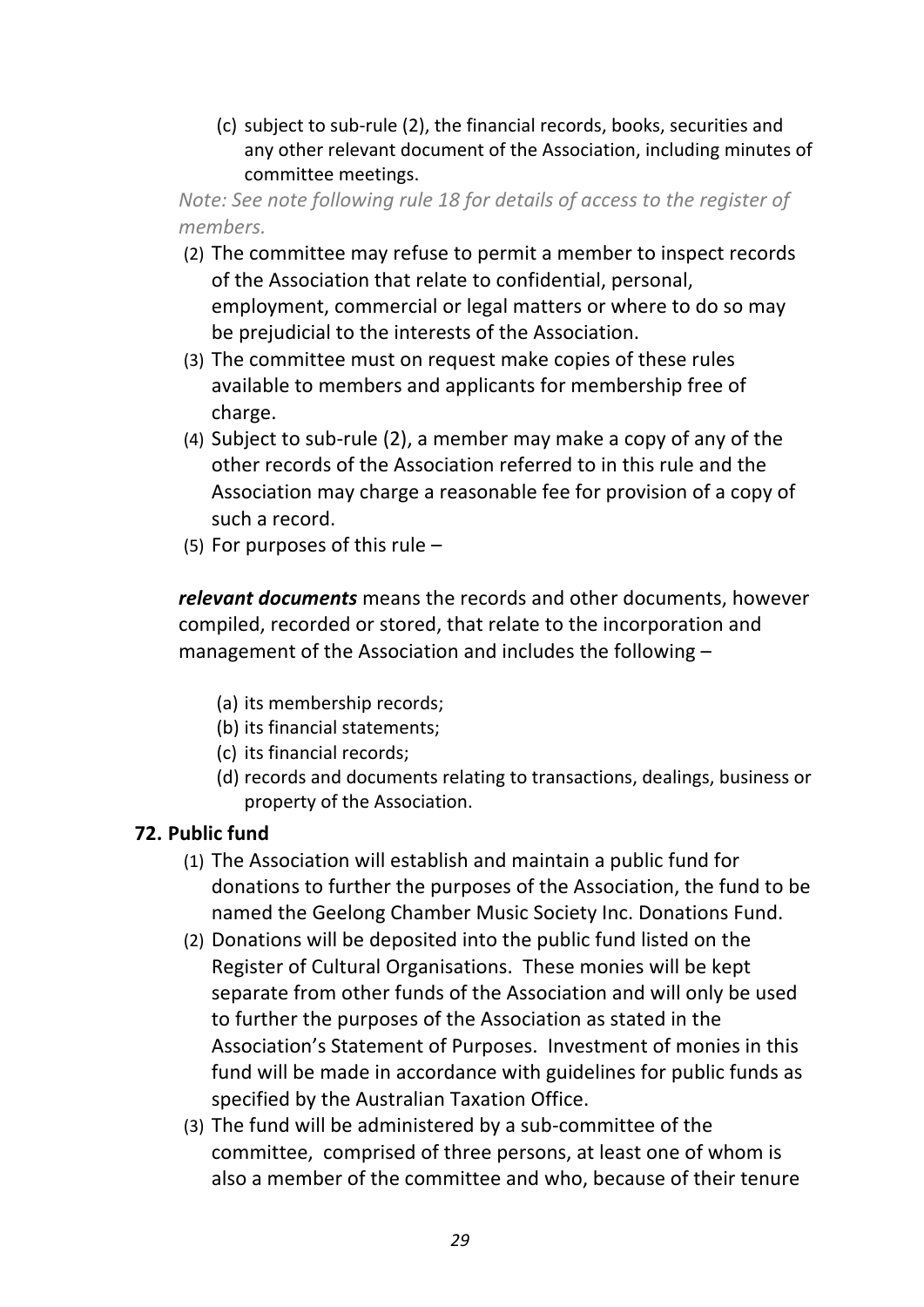(c) subject to sub-rule (2), the financial records, books, securities and any other relevant document of the Association, including minutes of committee meetings.

*Note: See note following rule 18 for details of access to the register of members.*

(2) The committee may refuse to permit a member to inspect records of the Association that relate to confidential, personal, employment, commercial or legal matters or where to do so may be prejudicial to the interests of the Association.

(3) The committee must on request make copies of these rules available to members and applicants for membership free of charge.

(4) Subject to sub-rule (2), a member may make a copy of any of the other records of the Association referred to in this rule and the Association may charge a reasonable fee for provision of a copy of such a record.

(5) For purposes of this rule –

***relevant documents*** means the records and other documents, however compiled, recorded or stored, that relate to the incorporation and management of the Association and includes the following –

(a) its membership records;
(b) its financial statements;
(c) its financial records;
(d) records and documents relating to transactions, dealings, business or property of the Association.

## 72. Public fund

(1) The Association will establish and maintain a public fund for donations to further the purposes of the Association, the fund to be named the Geelong Chamber Music Society Inc. Donations Fund.

(2) Donations will be deposited into the public fund listed on the Register of Cultural Organisations. These monies will be kept separate from other funds of the Association and will only be used to further the purposes of the Association as stated in the Association's Statement of Purposes. Investment of monies in this fund will be made in accordance with guidelines for public funds as specified by the Australian Taxation Office.

(3) The fund will be administered by a sub-committee of the committee, comprised of three persons, at least one of whom is also a member of the committee and who, because of their tenure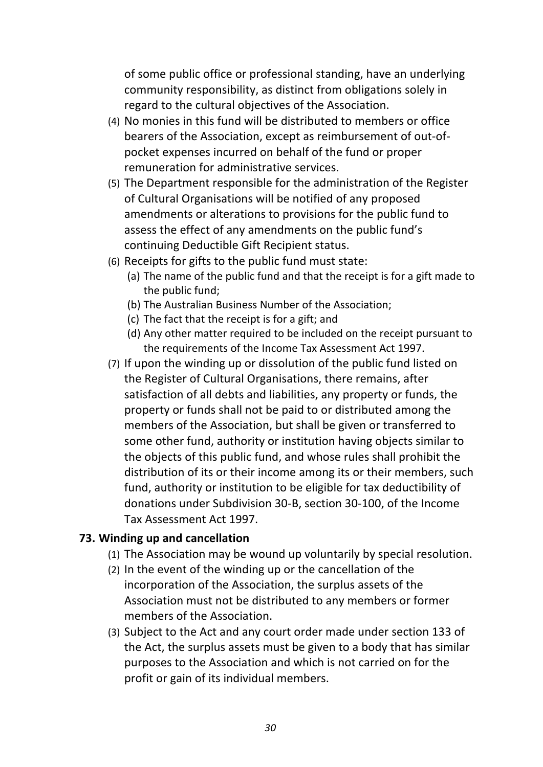of some public office or professional standing, have an underlying community responsibility, as distinct from obligations solely in regard to the cultural objectives of the Association.

(4) No monies in this fund will be distributed to members or office bearers of the Association, except as reimbursement of out-of-pocket expenses incurred on behalf of the fund or proper remuneration for administrative services.

(5) The Department responsible for the administration of the Register of Cultural Organisations will be notified of any proposed amendments or alterations to provisions for the public fund to assess the effect of any amendments on the public fund's continuing Deductible Gift Recipient status.

(6) Receipts for gifts to the public fund must state:
   - (a) The name of the public fund and that the receipt is for a gift made to the public fund;
   - (b) The Australian Business Number of the Association;
   - (c) The fact that the receipt is for a gift; and
   - (d) Any other matter required to be included on the receipt pursuant to the requirements of the Income Tax Assessment Act 1997.

(7) If upon the winding up or dissolution of the public fund listed on the Register of Cultural Organisations, there remains, after satisfaction of all debts and liabilities, any property or funds, the property or funds shall not be paid to or distributed among the members of the Association, but shall be given or transferred to some other fund, authority or institution having objects similar to the objects of this public fund, and whose rules shall prohibit the distribution of its or their income among its or their members, such fund, authority or institution to be eligible for tax deductibility of donations under Subdivision 30-B, section 30-100, of the Income Tax Assessment Act 1997.

**73. Winding up and cancellation**

(1) The Association may be wound up voluntarily by special resolution.

(2) In the event of the winding up or the cancellation of the incorporation of the Association, the surplus assets of the Association must not be distributed to any members or former members of the Association.

(3) Subject to the Act and any court order made under section 133 of the Act, the surplus assets must be given to a body that has similar purposes to the Association and which is not carried on for the profit or gain of its individual members.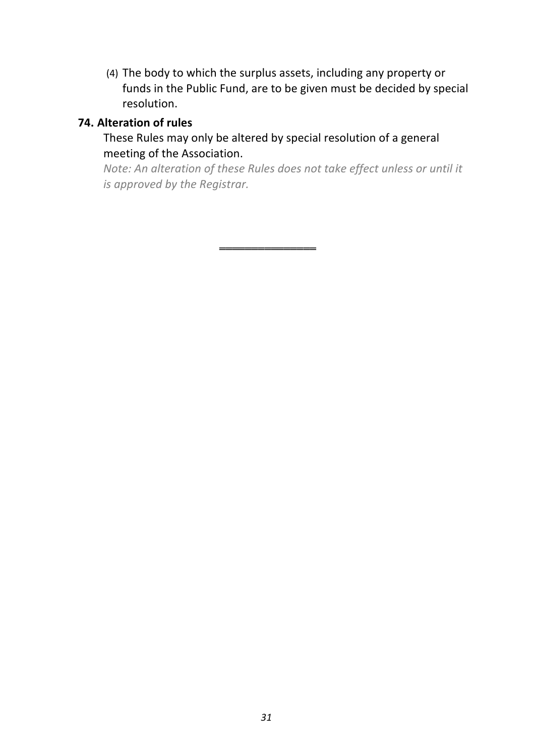(4) The body to which the surplus assets, including any property or funds in the Public Fund, are to be given must be decided by special resolution.

**74. Alteration of rules**

These Rules may only be altered by special resolution of a general meeting of the Association.

*Note: An alteration of these Rules does not take effect unless or until it is approved by the Registrar.*

---